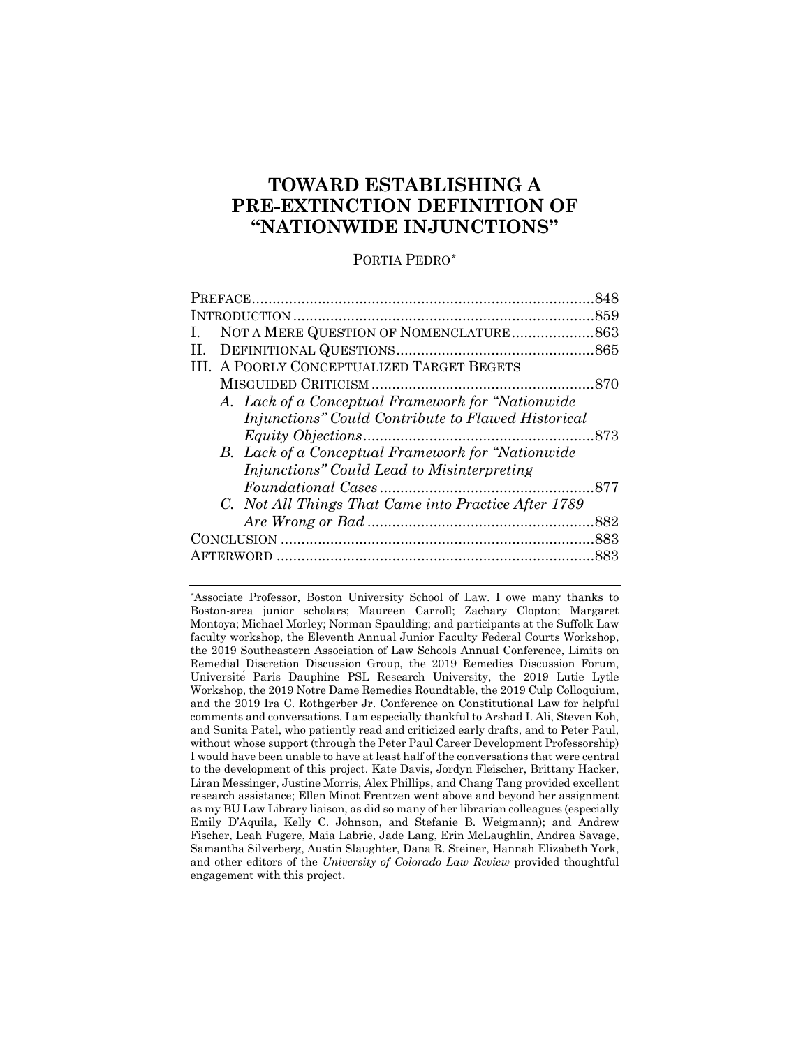# TOWARD ESTABLISHING A PRE-EXTINCTION DEFINITION OF "NATIONWIDE INJUNCTIONS"

PORTIA PEDRO*

| | |
|---|---|
| PREFACE | 848 |
| INTRODUCTION | 859 |
| I. NOT A MERE QUESTION OF NOMENCLATURE | 863 |
| II. DEFINITIONAL QUESTIONS | 865 |
| III. A POORLY CONCEPTUALIZED TARGET BEGETS MISGUIDED CRITICISM | 870 |
| *A. Lack of a Conceptual Framework for "Nationwide Injunctions" Could Contribute to Flawed Historical Equity Objections* | 873 |
| *B. Lack of a Conceptual Framework for "Nationwide Injunctions" Could Lead to Misinterpreting Foundational Cases* | 877 |
| *C. Not All Things That Came into Practice After 1789 Are Wrong or Bad* | 882 |
| CONCLUSION | 883 |
| AFTERWORD | 883 |

*Associate Professor, Boston University School of Law. I owe many thanks to Boston-area junior scholars; Maureen Carroll; Zachary Clopton; Margaret Montoya; Michael Morley; Norman Spaulding; and participants at the Suffolk Law faculty workshop, the Eleventh Annual Junior Faculty Federal Courts Workshop, the 2019 Southeastern Association of Law Schools Annual Conference, Limits on Remedial Discretion Discussion Group, the 2019 Remedies Discussion Forum, Université Paris Dauphine PSL Research University, the 2019 Lutie Lytle Workshop, the 2019 Notre Dame Remedies Roundtable, the 2019 Culp Colloquium, and the 2019 Ira C. Rothgerber Jr. Conference on Constitutional Law for helpful comments and conversations. I am especially thankful to Arshad I. Ali, Steven Koh, and Sunita Patel, who patiently read and criticized early drafts, and to Peter Paul, without whose support (through the Peter Paul Career Development Professorship) I would have been unable to have at least half of the conversations that were central to the development of this project. Kate Davis, Jordyn Fleischer, Brittany Hacker, Liran Messinger, Justine Morris, Alex Phillips, and Chang Tang provided excellent research assistance; Ellen Minot Frentzen went above and beyond her assignment as my BU Law Library liaison, as did so many of her librarian colleagues (especially Emily D'Aquila, Kelly C. Johnson, and Stefanie B. Weigmann); and Andrew Fischer, Leah Fugere, Maia Labrie, Jade Lang, Erin McLaughlin, Andrea Savage, Samantha Silverberg, Austin Slaughter, Dana R. Steiner, Hannah Elizabeth York, and other editors of the *University of Colorado Law Review* provided thoughtful engagement with this project.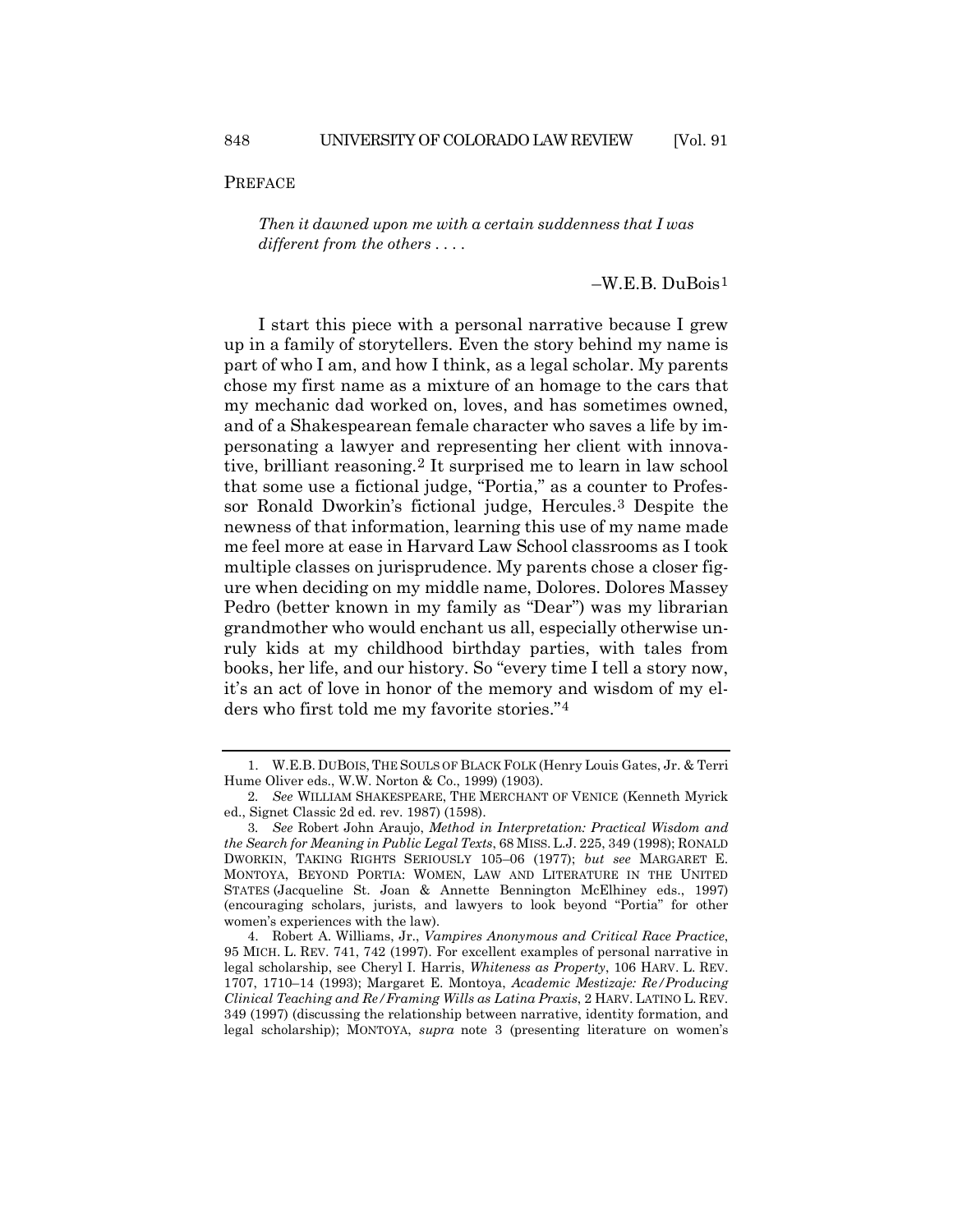PREFACE

> *Then it dawned upon me with a certain suddenness that I was different from the others . . . .*
>
> –W.E.B. DuBois[1]

I start this piece with a personal narrative because I grew up in a family of storytellers. Even the story behind my name is part of who I am, and how I think, as a legal scholar. My parents chose my first name as a mixture of an homage to the cars that my mechanic dad worked on, loves, and has sometimes owned, and of a Shakespearean female character who saves a life by impersonating a lawyer and representing her client with innovative, brilliant reasoning.[2] It surprised me to learn in law school that some use a fictional judge, "Portia," as a counter to Professor Ronald Dworkin's fictional judge, Hercules.[3] Despite the newness of that information, learning this use of my name made me feel more at ease in Harvard Law School classrooms as I took multiple classes on jurisprudence. My parents chose a closer figure when deciding on my middle name, Dolores. Dolores Massey Pedro (better known in my family as "Dear") was my librarian grandmother who would enchant us all, especially otherwise unruly kids at my childhood birthday parties, with tales from books, her life, and our history. So "every time I tell a story now, it's an act of love in honor of the memory and wisdom of my elders who first told me my favorite stories."[4]

---

1. W.E.B. DUBOIS, THE SOULS OF BLACK FOLK (Henry Louis Gates, Jr. & Terri Hume Oliver eds., W.W. Norton & Co., 1999) (1903).

2. *See* WILLIAM SHAKESPEARE, THE MERCHANT OF VENICE (Kenneth Myrick ed., Signet Classic 2d ed. rev. 1987) (1598).

3. *See* Robert John Araujo, *Method in Interpretation: Practical Wisdom and the Search for Meaning in Public Legal Texts*, 68 MISS. L.J. 225, 349 (1998); RONALD DWORKIN, TAKING RIGHTS SERIOUSLY 105–06 (1977); *but see* MARGARET E. MONTOYA, BEYOND PORTIA: WOMEN, LAW AND LITERATURE IN THE UNITED STATES (Jacqueline St. Joan & Annette Bennington McElhiney eds., 1997) (encouraging scholars, jurists, and lawyers to look beyond "Portia" for other women's experiences with the law).

4. Robert A. Williams, Jr., *Vampires Anonymous and Critical Race Practice*, 95 MICH. L. REV. 741, 742 (1997). For excellent examples of personal narrative in legal scholarship, see Cheryl I. Harris, *Whiteness as Property*, 106 HARV. L. REV. 1707, 1710–14 (1993); Margaret E. Montoya, *Academic Mestizaje: Re/Producing Clinical Teaching and Re/Framing Wills as Latina Praxis*, 2 HARV. LATINO L. REV. 349 (1997) (discussing the relationship between narrative, identity formation, and legal scholarship); MONTOYA, *supra* note 3 (presenting literature on women's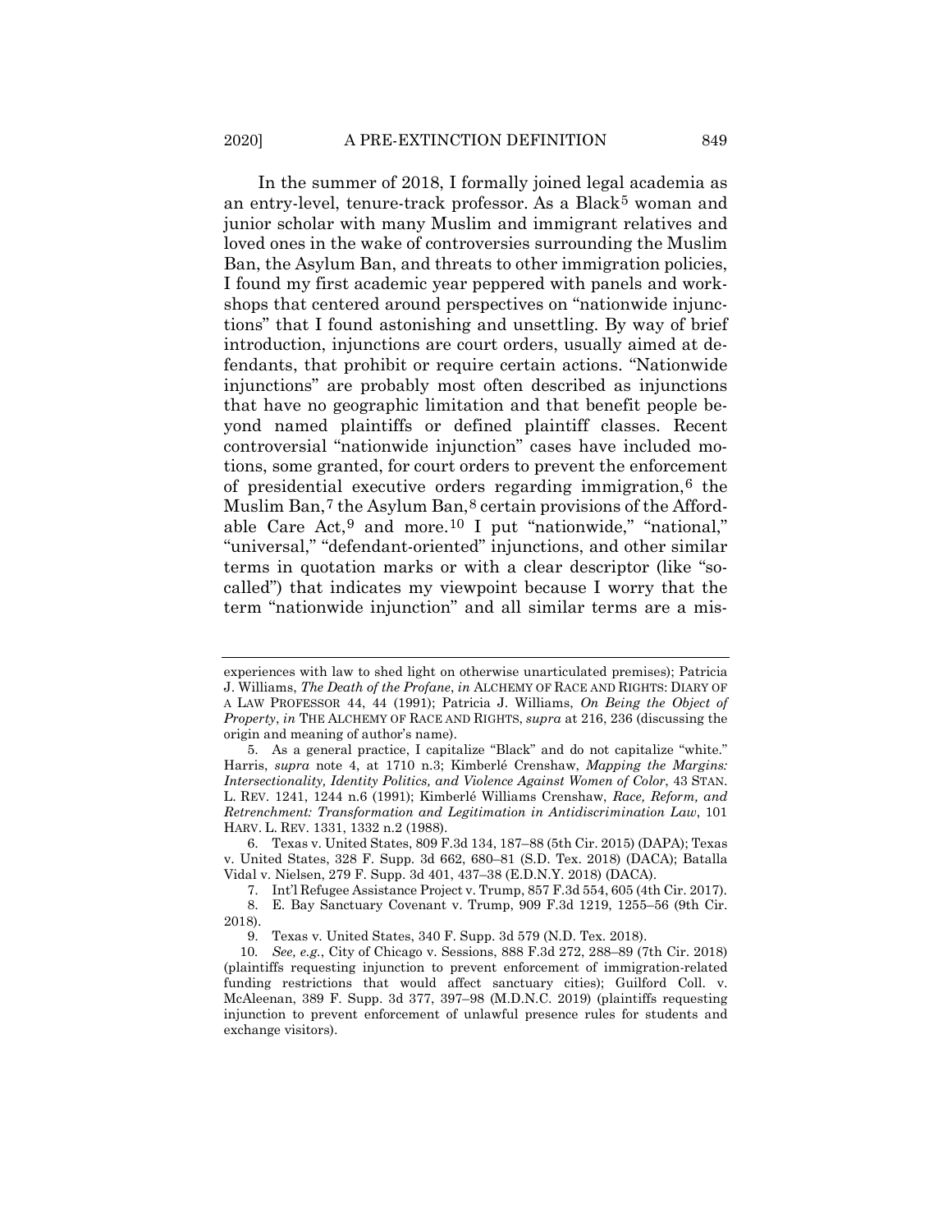In the summer of 2018, I formally joined legal academia as an entry-level, tenure-track professor. As a Black[5] woman and junior scholar with many Muslim and immigrant relatives and loved ones in the wake of controversies surrounding the Muslim Ban, the Asylum Ban, and threats to other immigration policies, I found my first academic year peppered with panels and workshops that centered around perspectives on "nationwide injunctions" that I found astonishing and unsettling. By way of brief introduction, injunctions are court orders, usually aimed at defendants, that prohibit or require certain actions. "Nationwide injunctions" are probably most often described as injunctions that have no geographic limitation and that benefit people beyond named plaintiffs or defined plaintiff classes. Recent controversial "nationwide injunction" cases have included motions, some granted, for court orders to prevent the enforcement of presidential executive orders regarding immigration,[6] the Muslim Ban,[7] the Asylum Ban,[8] certain provisions of the Affordable Care Act,[9] and more.[10] I put "nationwide," "national," "universal," "defendant-oriented" injunctions, and other similar terms in quotation marks or with a clear descriptor (like "so-called") that indicates my viewpoint because I worry that the term "nationwide injunction" and all similar terms are a mis-

experiences with law to shed light on otherwise unarticulated premises); Patricia J. Williams, *The Death of the Profane*, *in* ALCHEMY OF RACE AND RIGHTS: DIARY OF A LAW PROFESSOR 44, 44 (1991); Patricia J. Williams, *On Being the Object of Property*, *in* THE ALCHEMY OF RACE AND RIGHTS, *supra* at 216, 236 (discussing the origin and meaning of author's name).

5. As a general practice, I capitalize "Black" and do not capitalize "white." Harris, *supra* note 4, at 1710 n.3; Kimberlé Crenshaw, *Mapping the Margins: Intersectionality, Identity Politics, and Violence Against Women of Color*, 43 STAN. L. REV. 1241, 1244 n.6 (1991); Kimberlé Williams Crenshaw, *Race, Reform, and Retrenchment: Transformation and Legitimation in Antidiscrimination Law*, 101 HARV. L. REV. 1331, 1332 n.2 (1988).

6. Texas v. United States, 809 F.3d 134, 187–88 (5th Cir. 2015) (DAPA); Texas v. United States, 328 F. Supp. 3d 662, 680–81 (S.D. Tex. 2018) (DACA); Batalla Vidal v. Nielsen, 279 F. Supp. 3d 401, 437–38 (E.D.N.Y. 2018) (DACA).

7. Int'l Refugee Assistance Project v. Trump, 857 F.3d 554, 605 (4th Cir. 2017).

8. E. Bay Sanctuary Covenant v. Trump, 909 F.3d 1219, 1255–56 (9th Cir. 2018).

9. Texas v. United States, 340 F. Supp. 3d 579 (N.D. Tex. 2018).

10. *See, e.g.*, City of Chicago v. Sessions, 888 F.3d 272, 288–89 (7th Cir. 2018) (plaintiffs requesting injunction to prevent enforcement of immigration-related funding restrictions that would affect sanctuary cities); Guilford Coll. v. McAleenan, 389 F. Supp. 3d 377, 397–98 (M.D.N.C. 2019) (plaintiffs requesting injunction to prevent enforcement of unlawful presence rules for students and exchange visitors).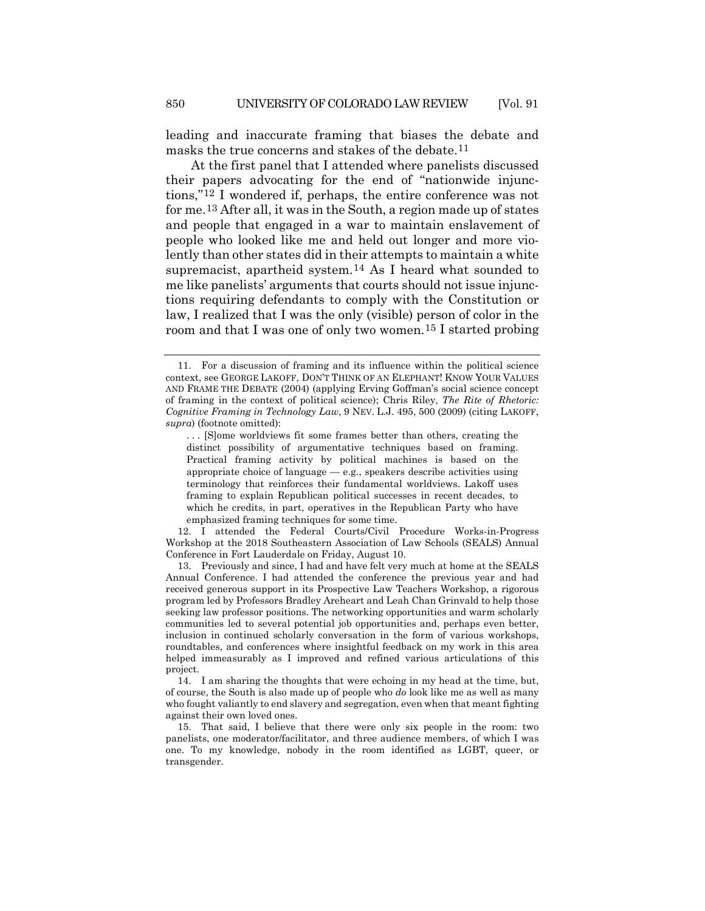leading and inaccurate framing that biases the debate and masks the true concerns and stakes of the debate.[11]

At the first panel that I attended where panelists discussed their papers advocating for the end of "nationwide injunctions,"[12] I wondered if, perhaps, the entire conference was not for me.[13] After all, it was in the South, a region made up of states and people that engaged in a war to maintain enslavement of people who looked like me and held out longer and more violently than other states did in their attempts to maintain a white supremacist, apartheid system.[14] As I heard what sounded to me like panelists' arguments that courts should not issue injunctions requiring defendants to comply with the Constitution or law, I realized that I was the only (visible) person of color in the room and that I was one of only two women.[15] I started probing

---

11. For a discussion of framing and its influence within the political science context, see GEORGE LAKOFF, DON'T THINK OF AN ELEPHANT! KNOW YOUR VALUES AND FRAME THE DEBATE (2004) (applying Erving Goffman's social science concept of framing in the context of political science); Chris Riley, *The Rite of Rhetoric: Cognitive Framing in Technology Law*, 9 NEV. L.J. 495, 500 (2009) (citing LAKOFF, *supra*) (footnote omitted):

> . . . [S]ome worldviews fit some frames better than others, creating the distinct possibility of argumentative techniques based on framing. Practical framing activity by political machines is based on the appropriate choice of language — e.g., speakers describe activities using terminology that reinforces their fundamental worldviews. Lakoff uses framing to explain Republican political successes in recent decades, to which he credits, in part, operatives in the Republican Party who have emphasized framing techniques for some time.

12. I attended the Federal Courts/Civil Procedure Works-in-Progress Workshop at the 2018 Southeastern Association of Law Schools (SEALS) Annual Conference in Fort Lauderdale on Friday, August 10.

13. Previously and since, I had and have felt very much at home at the SEALS Annual Conference. I had attended the conference the previous year and had received generous support in its Prospective Law Teachers Workshop, a rigorous program led by Professors Bradley Areheart and Leah Chan Grinvald to help those seeking law professor positions. The networking opportunities and warm scholarly communities led to several potential job opportunities and, perhaps even better, inclusion in continued scholarly conversation in the form of various workshops, roundtables, and conferences where insightful feedback on my work in this area helped immeasurably as I improved and refined various articulations of this project.

14. I am sharing the thoughts that were echoing in my head at the time, but, of course, the South is also made up of people who *do* look like me as well as many who fought valiantly to end slavery and segregation, even when that meant fighting against their own loved ones.

15. That said, I believe that there were only six people in the room: two panelists, one moderator/facilitator, and three audience members, of which I was one. To my knowledge, nobody in the room identified as LGBT, queer, or transgender.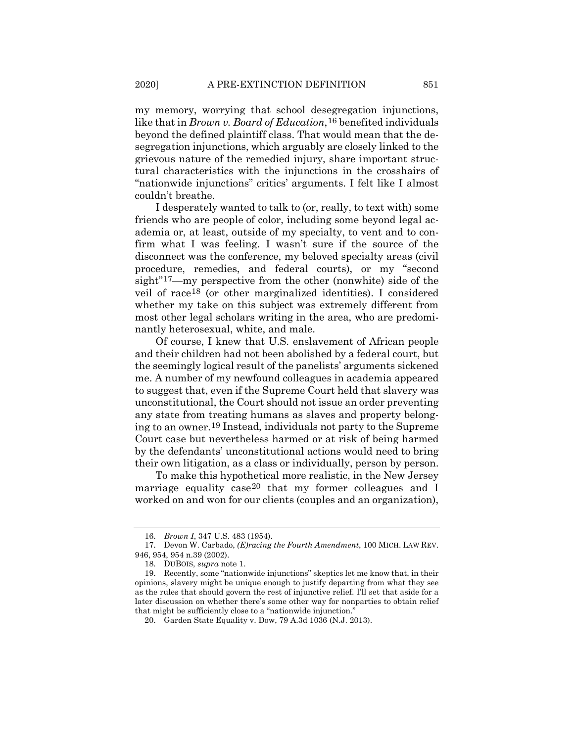my memory, worrying that school desegregation injunctions, like that in *Brown v. Board of Education*,[16] benefited individuals beyond the defined plaintiff class. That would mean that the desegregation injunctions, which arguably are closely linked to the grievous nature of the remedied injury, share important structural characteristics with the injunctions in the crosshairs of "nationwide injunctions" critics' arguments. I felt like I almost couldn't breathe.

I desperately wanted to talk to (or, really, to text with) some friends who are people of color, including some beyond legal academia or, at least, outside of my specialty, to vent and to confirm what I was feeling. I wasn't sure if the source of the disconnect was the conference, my beloved specialty areas (civil procedure, remedies, and federal courts), or my "second sight"[17]—my perspective from the other (nonwhite) side of the veil of race[18] (or other marginalized identities). I considered whether my take on this subject was extremely different from most other legal scholars writing in the area, who are predominantly heterosexual, white, and male.

Of course, I knew that U.S. enslavement of African people and their children had not been abolished by a federal court, but the seemingly logical result of the panelists' arguments sickened me. A number of my newfound colleagues in academia appeared to suggest that, even if the Supreme Court held that slavery was unconstitutional, the Court should not issue an order preventing any state from treating humans as slaves and property belonging to an owner.[19] Instead, individuals not party to the Supreme Court case but nevertheless harmed or at risk of being harmed by the defendants' unconstitutional actions would need to bring their own litigation, as a class or individually, person by person.

To make this hypothetical more realistic, in the New Jersey marriage equality case[20] that my former colleagues and I worked on and won for our clients (couples and an organization),

---

16. *Brown I*, 347 U.S. 483 (1954).

17. Devon W. Carbado, *(E)racing the Fourth Amendment*, 100 MICH. LAW REV. 946, 954, 954 n.39 (2002).

18. DUBOIS, *supra* note 1.

19. Recently, some "nationwide injunctions" skeptics let me know that, in their opinions, slavery might be unique enough to justify departing from what they see as the rules that should govern the rest of injunctive relief. I'll set that aside for a later discussion on whether there's some other way for nonparties to obtain relief that might be sufficiently close to a "nationwide injunction."

20. Garden State Equality v. Dow, 79 A.3d 1036 (N.J. 2013).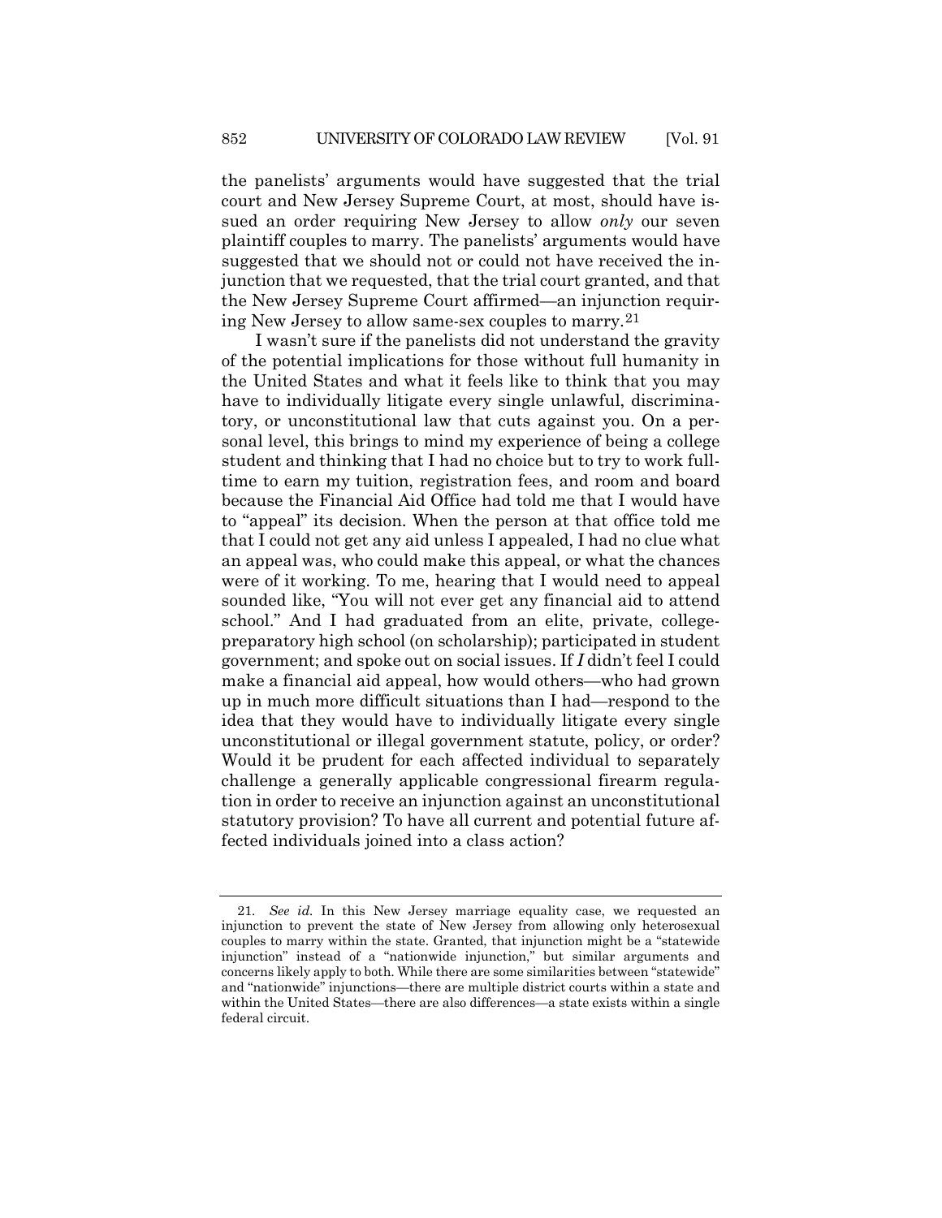the panelists' arguments would have suggested that the trial court and New Jersey Supreme Court, at most, should have issued an order requiring New Jersey to allow *only* our seven plaintiff couples to marry. The panelists' arguments would have suggested that we should not or could not have received the injunction that we requested, that the trial court granted, and that the New Jersey Supreme Court affirmed—an injunction requiring New Jersey to allow same-sex couples to marry.[21]

I wasn't sure if the panelists did not understand the gravity of the potential implications for those without full humanity in the United States and what it feels like to think that you may have to individually litigate every single unlawful, discriminatory, or unconstitutional law that cuts against you. On a personal level, this brings to mind my experience of being a college student and thinking that I had no choice but to try to work full-time to earn my tuition, registration fees, and room and board because the Financial Aid Office had told me that I would have to "appeal" its decision. When the person at that office told me that I could not get any aid unless I appealed, I had no clue what an appeal was, who could make this appeal, or what the chances were of it working. To me, hearing that I would need to appeal sounded like, "You will not ever get any financial aid to attend school." And I had graduated from an elite, private, college-preparatory high school (on scholarship); participated in student government; and spoke out on social issues. If *I* didn't feel I could make a financial aid appeal, how would others—who had grown up in much more difficult situations than I had—respond to the idea that they would have to individually litigate every single unconstitutional or illegal government statute, policy, or order? Would it be prudent for each affected individual to separately challenge a generally applicable congressional firearm regulation in order to receive an injunction against an unconstitutional statutory provision? To have all current and potential future affected individuals joined into a class action?

21. *See id.* In this New Jersey marriage equality case, we requested an injunction to prevent the state of New Jersey from allowing only heterosexual couples to marry within the state. Granted, that injunction might be a "statewide injunction" instead of a "nationwide injunction," but similar arguments and concerns likely apply to both. While there are some similarities between "statewide" and "nationwide" injunctions—there are multiple district courts within a state and within the United States—there are also differences—a state exists within a single federal circuit.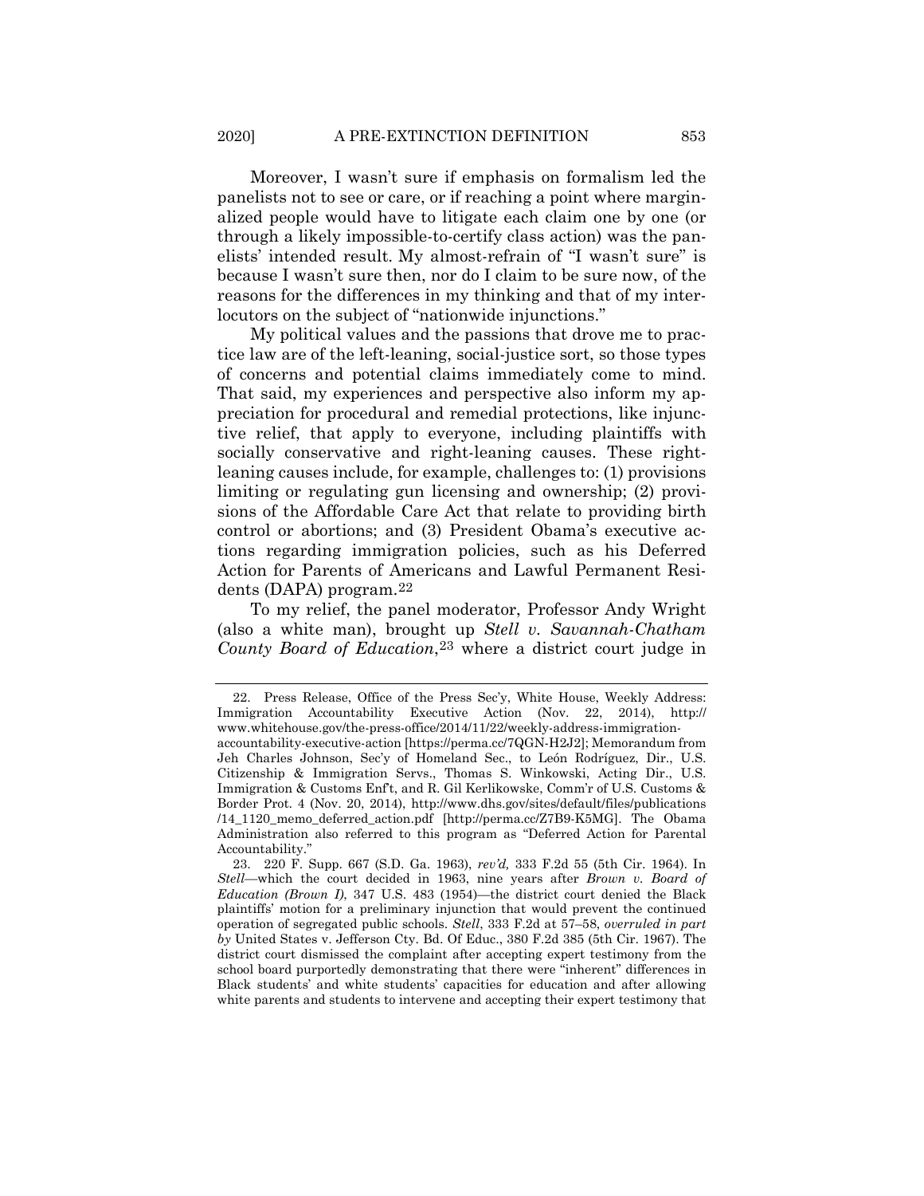Moreover, I wasn't sure if emphasis on formalism led the panelists not to see or care, or if reaching a point where marginalized people would have to litigate each claim one by one (or through a likely impossible-to-certify class action) was the panelists' intended result. My almost-refrain of "I wasn't sure" is because I wasn't sure then, nor do I claim to be sure now, of the reasons for the differences in my thinking and that of my interlocutors on the subject of "nationwide injunctions."

My political values and the passions that drove me to practice law are of the left-leaning, social-justice sort, so those types of concerns and potential claims immediately come to mind. That said, my experiences and perspective also inform my appreciation for procedural and remedial protections, like injunctive relief, that apply to everyone, including plaintiffs with socially conservative and right-leaning causes. These right-leaning causes include, for example, challenges to: (1) provisions limiting or regulating gun licensing and ownership; (2) provisions of the Affordable Care Act that relate to providing birth control or abortions; and (3) President Obama's executive actions regarding immigration policies, such as his Deferred Action for Parents of Americans and Lawful Permanent Residents (DAPA) program.[22]

To my relief, the panel moderator, Professor Andy Wright (also a white man), brought up *Stell v. Savannah-Chatham County Board of Education*,[23] where a district court judge in

---

22. Press Release, Office of the Press Sec'y, White House, Weekly Address: Immigration Accountability Executive Action (Nov. 22, 2014), http://www.whitehouse.gov/the-press-office/2014/11/22/weekly-address-immigration-accountability-executive-action [https://perma.cc/7QGN-H2J2]; Memorandum from Jeh Charles Johnson, Sec'y of Homeland Sec., to León Rodríguez, Dir., U.S. Citizenship & Immigration Servs., Thomas S. Winkowski, Acting Dir., U.S. Immigration & Customs Enf't, and R. Gil Kerlikowske, Comm'r of U.S. Customs & Border Prot. 4 (Nov. 20, 2014), http://www.dhs.gov/sites/default/files/publications/14_1120_memo_deferred_action.pdf [http://perma.cc/Z7B9-K5MG]. The Obama Administration also referred to this program as "Deferred Action for Parental Accountability."

23. 220 F. Supp. 667 (S.D. Ga. 1963), *rev'd,* 333 F.2d 55 (5th Cir. 1964). In *Stell*—which the court decided in 1963, nine years after *Brown v. Board of Education (Brown I),* 347 U.S. 483 (1954)—the district court denied the Black plaintiffs' motion for a preliminary injunction that would prevent the continued operation of segregated public schools. *Stell*, 333 F.2d at 57–58, *overruled in part by* United States v. Jefferson Cty. Bd. Of Educ., 380 F.2d 385 (5th Cir. 1967). The district court dismissed the complaint after accepting expert testimony from the school board purportedly demonstrating that there were "inherent" differences in Black students' and white students' capacities for education and after allowing white parents and students to intervene and accepting their expert testimony that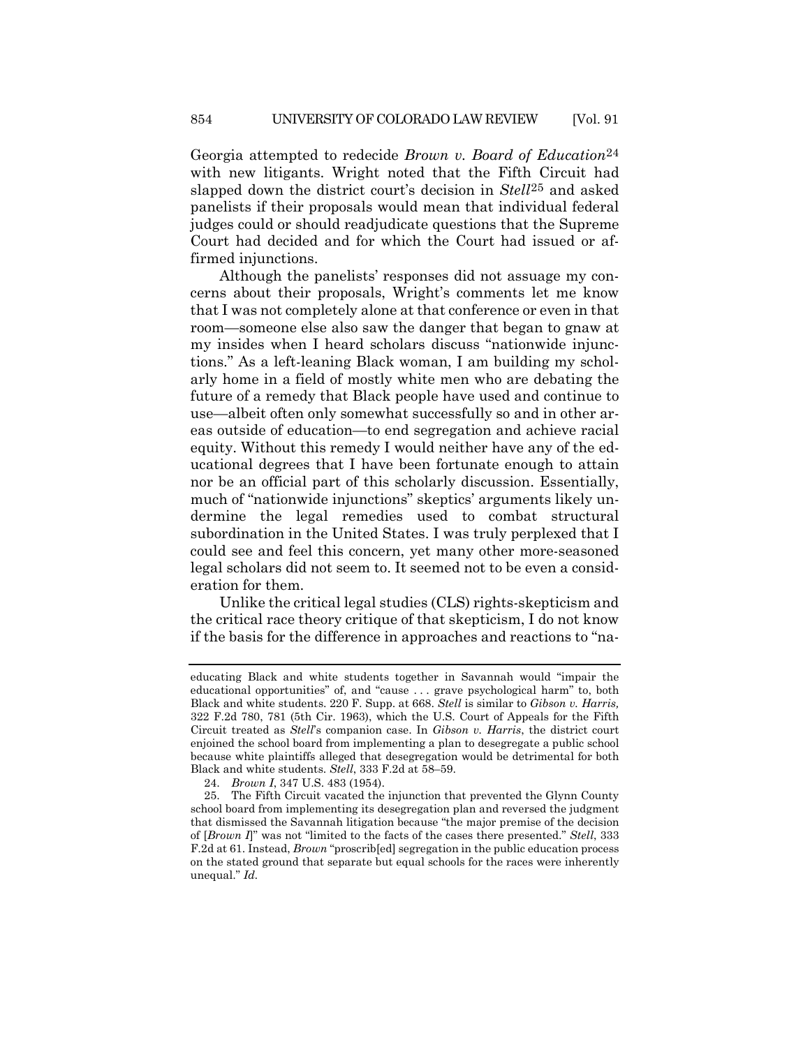Georgia attempted to redecide *Brown v. Board of Education*[24] with new litigants. Wright noted that the Fifth Circuit had slapped down the district court's decision in *Stell*[25] and asked panelists if their proposals would mean that individual federal judges could or should readjudicate questions that the Supreme Court had decided and for which the Court had issued or affirmed injunctions.

Although the panelists' responses did not assuage my concerns about their proposals, Wright's comments let me know that I was not completely alone at that conference or even in that room—someone else also saw the danger that began to gnaw at my insides when I heard scholars discuss "nationwide injunctions." As a left-leaning Black woman, I am building my scholarly home in a field of mostly white men who are debating the future of a remedy that Black people have used and continue to use—albeit often only somewhat successfully so and in other areas outside of education—to end segregation and achieve racial equity. Without this remedy I would neither have any of the educational degrees that I have been fortunate enough to attain nor be an official part of this scholarly discussion. Essentially, much of "nationwide injunctions" skeptics' arguments likely undermine the legal remedies used to combat structural subordination in the United States. I was truly perplexed that I could see and feel this concern, yet many other more-seasoned legal scholars did not seem to. It seemed not to be even a consideration for them.

Unlike the critical legal studies (CLS) rights-skepticism and the critical race theory critique of that skepticism, I do not know if the basis for the difference in approaches and reactions to "na-

---

educating Black and white students together in Savannah would "impair the educational opportunities" of, and "cause . . . grave psychological harm" to, both Black and white students. 220 F. Supp. at 668. *Stell* is similar to *Gibson v. Harris,* 322 F.2d 780, 781 (5th Cir. 1963), which the U.S. Court of Appeals for the Fifth Circuit treated as *Stell*'s companion case. In *Gibson v. Harris*, the district court enjoined the school board from implementing a plan to desegregate a public school because white plaintiffs alleged that desegregation would be detrimental for both Black and white students. *Stell*, 333 F.2d at 58–59.

24. *Brown I*, 347 U.S. 483 (1954).

25. The Fifth Circuit vacated the injunction that prevented the Glynn County school board from implementing its desegregation plan and reversed the judgment that dismissed the Savannah litigation because "the major premise of the decision of [*Brown I*]" was not "limited to the facts of the cases there presented." *Stell*, 333 F.2d at 61. Instead, *Brown* "proscrib[ed] segregation in the public education process on the stated ground that separate but equal schools for the races were inherently unequal." *Id.*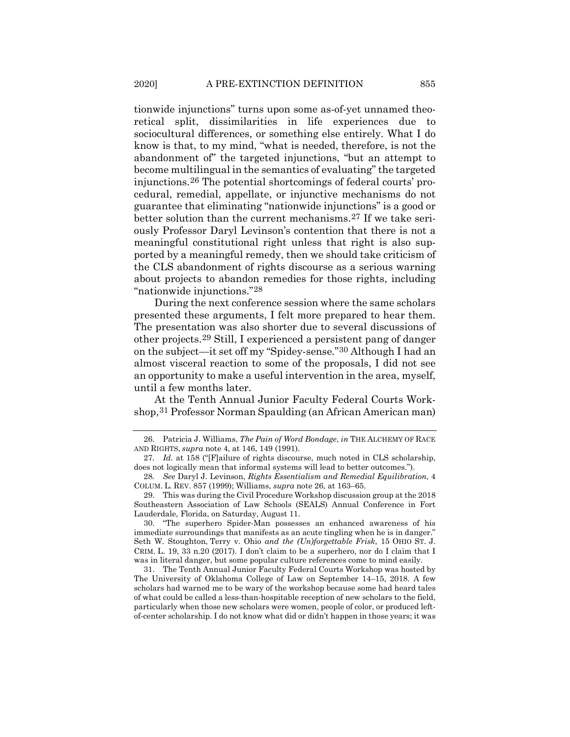tionwide injunctions" turns upon some as-of-yet unnamed theoretical split, dissimilarities in life experiences due to sociocultural differences, or something else entirely. What I do know is that, to my mind, "what is needed, therefore, is not the abandonment of" the targeted injunctions, "but an attempt to become multilingual in the semantics of evaluating" the targeted injunctions.[26] The potential shortcomings of federal courts' procedural, remedial, appellate, or injunctive mechanisms do not guarantee that eliminating "nationwide injunctions" is a good or better solution than the current mechanisms.[27] If we take seriously Professor Daryl Levinson's contention that there is not a meaningful constitutional right unless that right is also supported by a meaningful remedy, then we should take criticism of the CLS abandonment of rights discourse as a serious warning about projects to abandon remedies for those rights, including "nationwide injunctions."[28]

During the next conference session where the same scholars presented these arguments, I felt more prepared to hear them. The presentation was also shorter due to several discussions of other projects.[29] Still, I experienced a persistent pang of danger on the subject—it set off my "Spidey-sense."[30] Although I had an almost visceral reaction to some of the proposals, I did not see an opportunity to make a useful intervention in the area, myself, until a few months later.

At the Tenth Annual Junior Faculty Federal Courts Workshop,[31] Professor Norman Spaulding (an African American man)

---

26. Patricia J. Williams, *The Pain of Word Bondage*, *in* THE ALCHEMY OF RACE AND RIGHTS, *supra* note 4, at 146, 149 (1991).

27. *Id.* at 158 ("[F]ailure of rights discourse, much noted in CLS scholarship, does not logically mean that informal systems will lead to better outcomes.").

28. *See* Daryl J. Levinson, *Rights Essentialism and Remedial Equilibration*, 4 COLUM. L. REV. 857 (1999); Williams, *supra* note 26, at 163–65.

29. This was during the Civil Procedure Workshop discussion group at the 2018 Southeastern Association of Law Schools (SEALS) Annual Conference in Fort Lauderdale, Florida, on Saturday, August 11.

30. "The superhero Spider-Man possesses an enhanced awareness of his immediate surroundings that manifests as an acute tingling when he is in danger." Seth W. Stoughton, Terry v. Ohio *and the (Un)forgettable Frisk*, 15 OHIO ST. J. CRIM. L. 19, 33 n.20 (2017). I don't claim to be a superhero, nor do I claim that I was in literal danger, but some popular culture references come to mind easily.

31. The Tenth Annual Junior Faculty Federal Courts Workshop was hosted by The University of Oklahoma College of Law on September 14–15, 2018. A few scholars had warned me to be wary of the workshop because some had heard tales of what could be called a less-than-hospitable reception of new scholars to the field, particularly when those new scholars were women, people of color, or produced left-of-center scholarship. I do not know what did or didn't happen in those years; it was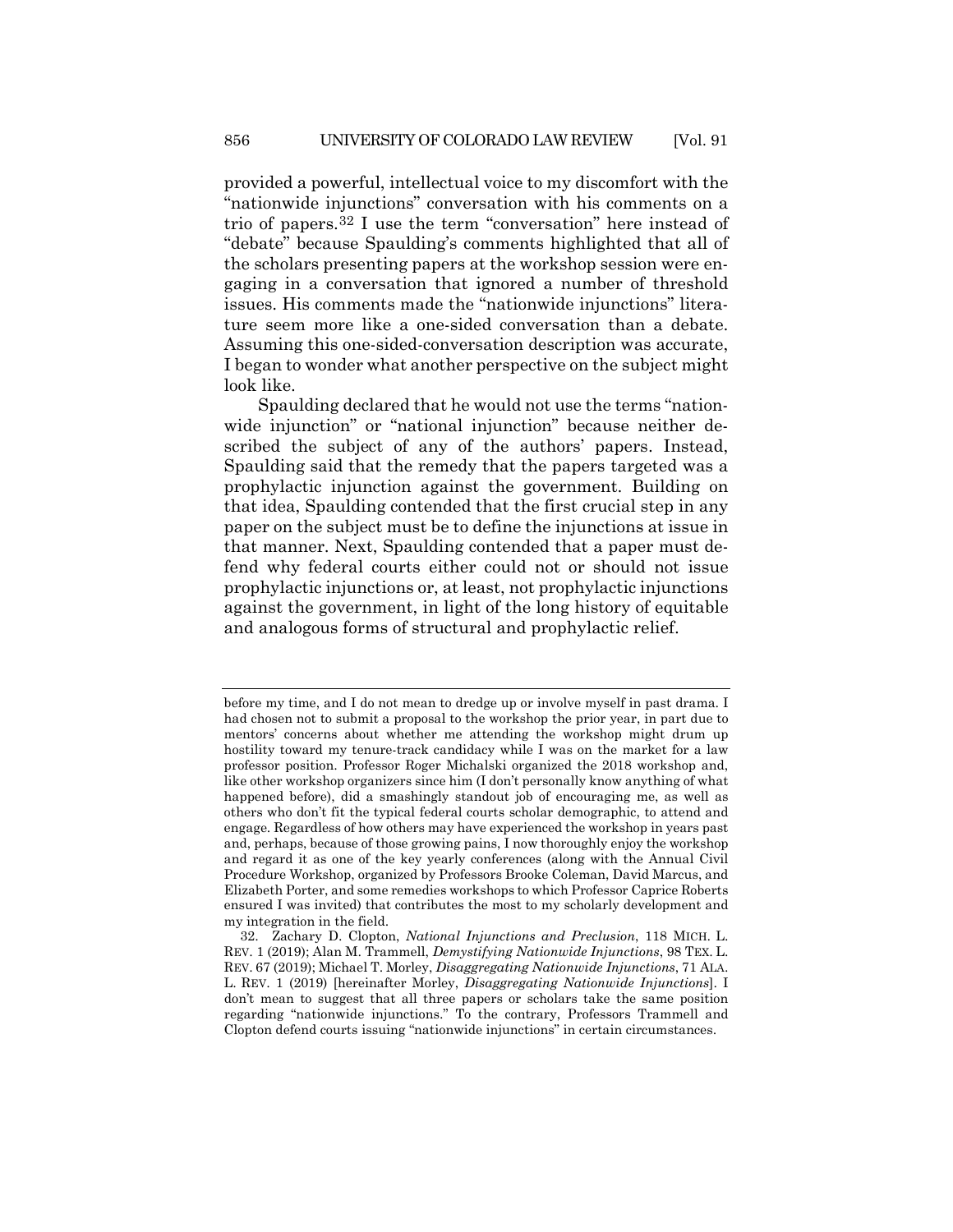provided a powerful, intellectual voice to my discomfort with the "nationwide injunctions" conversation with his comments on a trio of papers.[32] I use the term "conversation" here instead of "debate" because Spaulding's comments highlighted that all of the scholars presenting papers at the workshop session were engaging in a conversation that ignored a number of threshold issues. His comments made the "nationwide injunctions" literature seem more like a one-sided conversation than a debate. Assuming this one-sided-conversation description was accurate, I began to wonder what another perspective on the subject might look like.

Spaulding declared that he would not use the terms "nationwide injunction" or "national injunction" because neither described the subject of any of the authors' papers. Instead, Spaulding said that the remedy that the papers targeted was a prophylactic injunction against the government. Building on that idea, Spaulding contended that the first crucial step in any paper on the subject must be to define the injunctions at issue in that manner. Next, Spaulding contended that a paper must defend why federal courts either could not or should not issue prophylactic injunctions or, at least, not prophylactic injunctions against the government, in light of the long history of equitable and analogous forms of structural and prophylactic relief.

---

before my time, and I do not mean to dredge up or involve myself in past drama. I had chosen not to submit a proposal to the workshop the prior year, in part due to mentors' concerns about whether me attending the workshop might drum up hostility toward my tenure-track candidacy while I was on the market for a law professor position. Professor Roger Michalski organized the 2018 workshop and, like other workshop organizers since him (I don't personally know anything of what happened before), did a smashingly standout job of encouraging me, as well as others who don't fit the typical federal courts scholar demographic, to attend and engage. Regardless of how others may have experienced the workshop in years past and, perhaps, because of those growing pains, I now thoroughly enjoy the workshop and regard it as one of the key yearly conferences (along with the Annual Civil Procedure Workshop, organized by Professors Brooke Coleman, David Marcus, and Elizabeth Porter, and some remedies workshops to which Professor Caprice Roberts ensured I was invited) that contributes the most to my scholarly development and my integration in the field.

32. Zachary D. Clopton, *National Injunctions and Preclusion*, 118 MICH. L. REV. 1 (2019); Alan M. Trammell, *Demystifying Nationwide Injunctions*, 98 TEX. L. REV. 67 (2019); Michael T. Morley, *Disaggregating Nationwide Injunctions*, 71 ALA. L. REV. 1 (2019) [hereinafter Morley, *Disaggregating Nationwide Injunctions*]. I don't mean to suggest that all three papers or scholars take the same position regarding "nationwide injunctions." To the contrary, Professors Trammell and Clopton defend courts issuing "nationwide injunctions" in certain circumstances.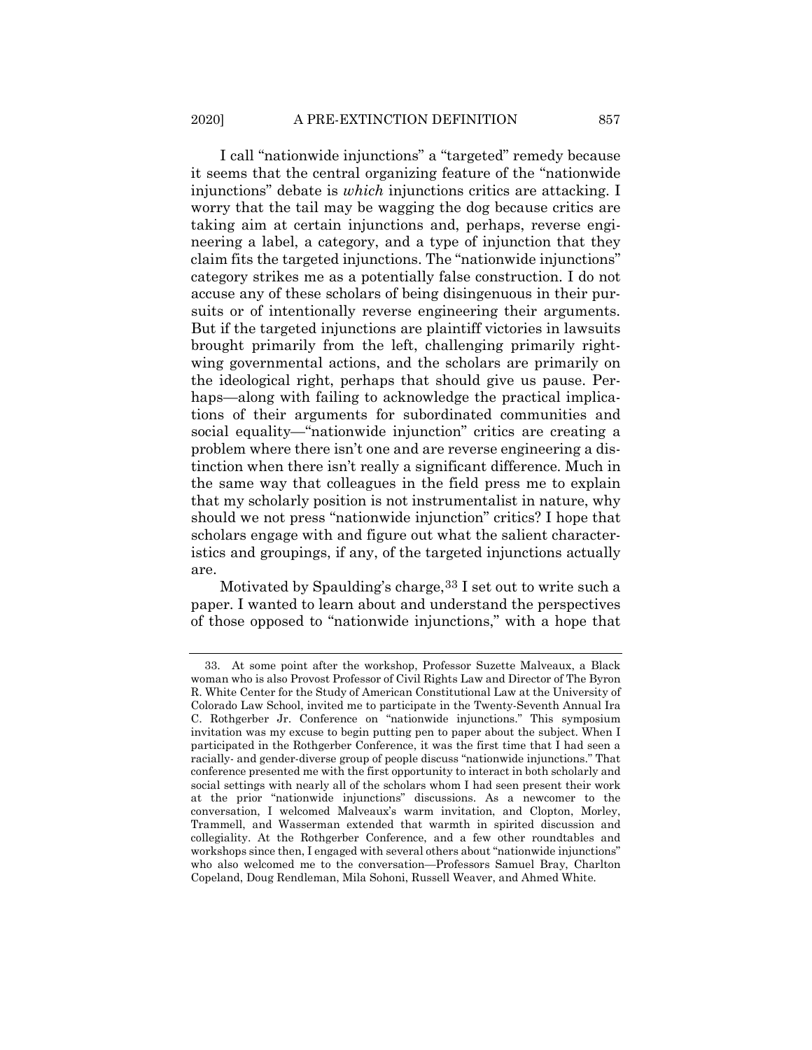I call "nationwide injunctions" a "targeted" remedy because it seems that the central organizing feature of the "nationwide injunctions" debate is *which* injunctions critics are attacking. I worry that the tail may be wagging the dog because critics are taking aim at certain injunctions and, perhaps, reverse engineering a label, a category, and a type of injunction that they claim fits the targeted injunctions. The "nationwide injunctions" category strikes me as a potentially false construction. I do not accuse any of these scholars of being disingenuous in their pursuits or of intentionally reverse engineering their arguments. But if the targeted injunctions are plaintiff victories in lawsuits brought primarily from the left, challenging primarily right-wing governmental actions, and the scholars are primarily on the ideological right, perhaps that should give us pause. Perhaps—along with failing to acknowledge the practical implications of their arguments for subordinated communities and social equality—"nationwide injunction" critics are creating a problem where there isn't one and are reverse engineering a distinction when there isn't really a significant difference. Much in the same way that colleagues in the field press me to explain that my scholarly position is not instrumentalist in nature, why should we not press "nationwide injunction" critics? I hope that scholars engage with and figure out what the salient characteristics and groupings, if any, of the targeted injunctions actually are.

Motivated by Spaulding's charge,[33] I set out to write such a paper. I wanted to learn about and understand the perspectives of those opposed to "nationwide injunctions," with a hope that

---

33. At some point after the workshop, Professor Suzette Malveaux, a Black woman who is also Provost Professor of Civil Rights Law and Director of The Byron R. White Center for the Study of American Constitutional Law at the University of Colorado Law School, invited me to participate in the Twenty-Seventh Annual Ira C. Rothgerber Jr. Conference on "nationwide injunctions." This symposium invitation was my excuse to begin putting pen to paper about the subject. When I participated in the Rothgerber Conference, it was the first time that I had seen a racially- and gender-diverse group of people discuss "nationwide injunctions." That conference presented me with the first opportunity to interact in both scholarly and social settings with nearly all of the scholars whom I had seen present their work at the prior "nationwide injunctions" discussions. As a newcomer to the conversation, I welcomed Malveaux's warm invitation, and Clopton, Morley, Trammell, and Wasserman extended that warmth in spirited discussion and collegiality. At the Rothgerber Conference, and a few other roundtables and workshops since then, I engaged with several others about "nationwide injunctions" who also welcomed me to the conversation—Professors Samuel Bray, Charlton Copeland, Doug Rendleman, Mila Sohoni, Russell Weaver, and Ahmed White.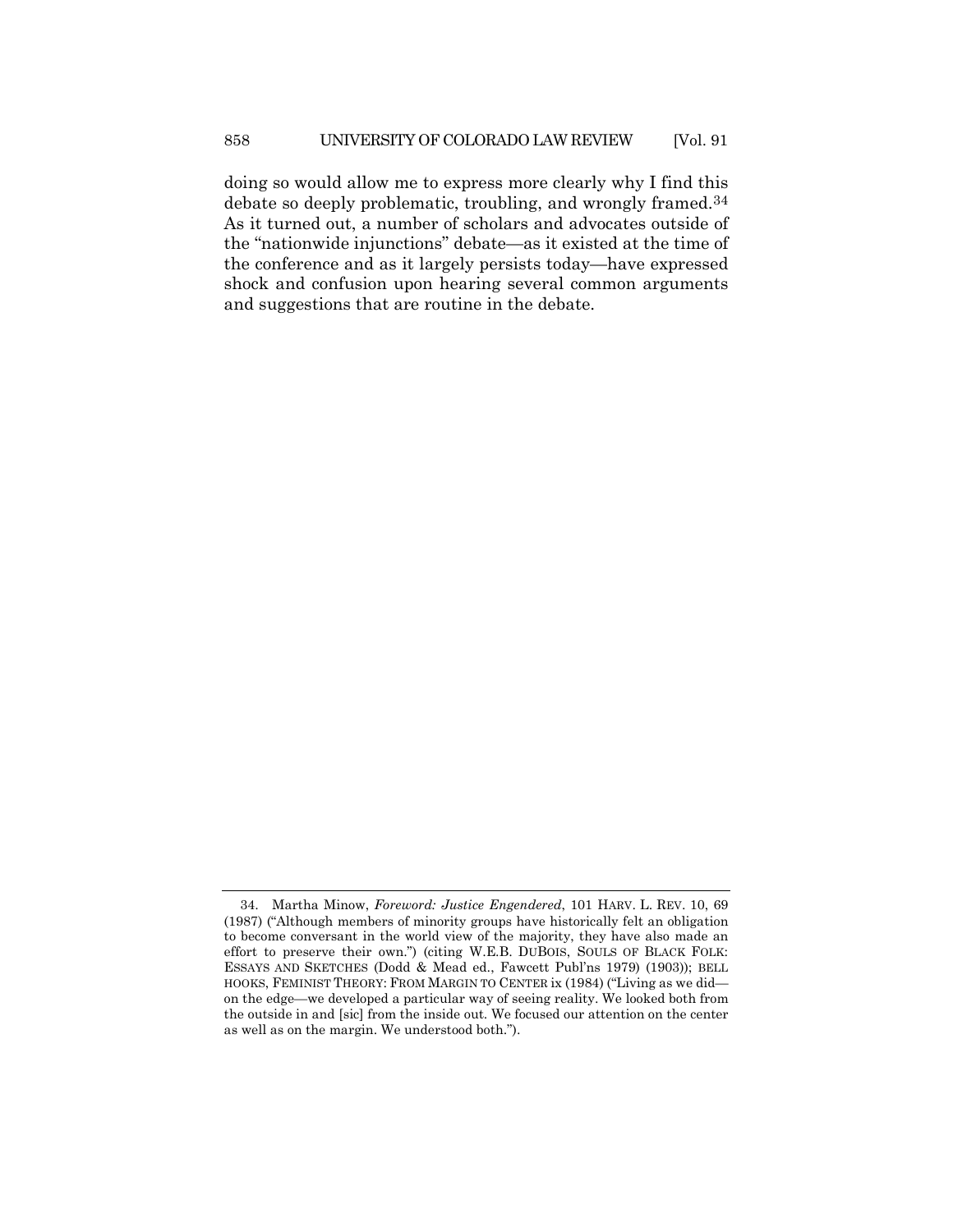doing so would allow me to express more clearly why I find this debate so deeply problematic, troubling, and wrongly framed.[34] As it turned out, a number of scholars and advocates outside of the "nationwide injunctions" debate—as it existed at the time of the conference and as it largely persists today—have expressed shock and confusion upon hearing several common arguments and suggestions that are routine in the debate.

---

34. Martha Minow, *Foreword: Justice Engendered*, 101 HARV. L. REV. 10, 69 (1987) ("Although members of minority groups have historically felt an obligation to become conversant in the world view of the majority, they have also made an effort to preserve their own.") (citing W.E.B. DUBOIS, SOULS OF BLACK FOLK: ESSAYS AND SKETCHES (Dodd & Mead ed., Fawcett Publ'ns 1979) (1903)); BELL HOOKS, FEMINIST THEORY: FROM MARGIN TO CENTER ix (1984) ("Living as we did—on the edge—we developed a particular way of seeing reality. We looked both from the outside in and [sic] from the inside out. We focused our attention on the center as well as on the margin. We understood both.").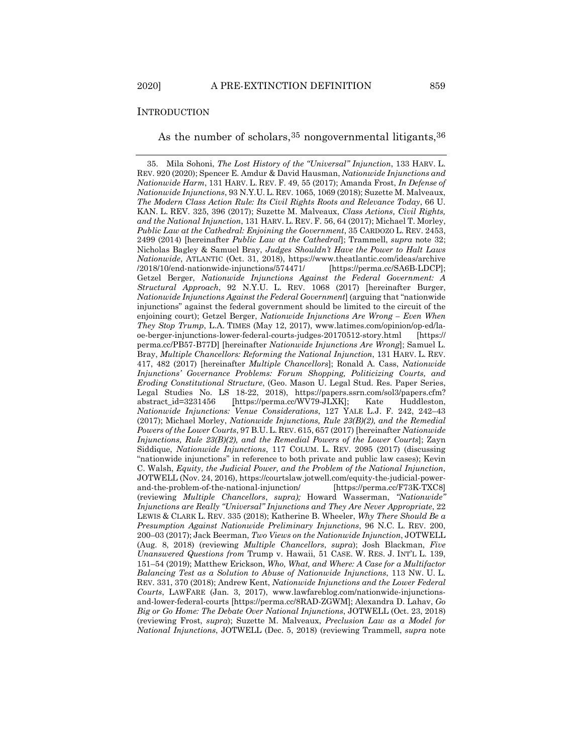## INTRODUCTION

As the number of scholars,[35] nongovernmental litigants,[36]

---

35. Mila Sohoni, *The Lost History of the "Universal" Injunction*, 133 HARV. L. REV. 920 (2020); Spencer E. Amdur & David Hausman, *Nationwide Injunctions and Nationwide Harm*, 131 HARV. L. REV. F. 49, 55 (2017); Amanda Frost, *In Defense of Nationwide Injunctions*, 93 N.Y.U. L. REV. 1065, 1069 (2018); Suzette M. Malveaux, *The Modern Class Action Rule: Its Civil Rights Roots and Relevance Today*, 66 U. KAN. L. REV. 325, 396 (2017); Suzette M. Malveaux, *Class Actions, Civil Rights, and the National Injunction*, 131 HARV. L. REV. F. 56, 64 (2017); Michael T. Morley, *Public Law at the Cathedral: Enjoining the Government*, 35 CARDOZO L. REV. 2453, 2499 (2014) [hereinafter *Public Law at the Cathedral*]; Trammell, *supra* note 32; Nicholas Bagley & Samuel Bray, *Judges Shouldn't Have the Power to Halt Laws Nationwide*, ATLANTIC (Oct. 31, 2018), https://www.theatlantic.com/ideas/archive/2018/10/end-nationwide-injunctions/574471/ [https://perma.cc/SA6B-LDCP]; Getzel Berger, *Nationwide Injunctions Against the Federal Government: A Structural Approach*, 92 N.Y.U. L. REV. 1068 (2017) [hereinafter Burger, *Nationwide Injunctions Against the Federal Government*] (arguing that "nationwide injunctions" against the federal government should be limited to the circuit of the enjoining court); Getzel Berger, *Nationwide Injunctions Are Wrong – Even When They Stop Trump*, L.A. TIMES (May 12, 2017), www.latimes.com/opinion/op-ed/la-oe-berger-injunctions-lower-federal-courts-judges-20170512-story.html [https://perma.cc/PB57-B77D] [hereinafter *Nationwide Injunctions Are Wrong*]; Samuel L. Bray, *Multiple Chancellors: Reforming the National Injunction*, 131 HARV. L. REV. 417, 482 (2017) [hereinafter *Multiple Chancellors*]; Ronald A. Cass, *Nationwide Injunctions' Governance Problems: Forum Shopping, Politicizing Courts, and Eroding Constitutional Structure*, (Geo. Mason U. Legal Stud. Res. Paper Series, Legal Studies No. LS 18-22, 2018), https://papers.ssrn.com/sol3/papers.cfm?abstract_id=3231456 [https://perma.cc/WV79-JLXK]; Kate Huddleston, *Nationwide Injunctions: Venue Considerations*, 127 YALE L.J. F. 242, 242–43 (2017); Michael Morley, *Nationwide Injunctions, Rule 23(B)(2), and the Remedial Powers of the Lower Courts*, 97 B.U. L. REV. 615, 657 (2017) [hereinafter *Nationwide Injunctions, Rule 23(B)(2), and the Remedial Powers of the Lower Courts*]; Zayn Siddique, *Nationwide Injunctions*, 117 COLUM. L. REV. 2095 (2017) (discussing "nationwide injunctions" in reference to both private and public law cases); Kevin C. Walsh, *Equity, the Judicial Power, and the Problem of the National Injunction*, JOTWELL (Nov. 24, 2016), https://courtslaw.jotwell.com/equity-the-judicial-power-and-the-problem-of-the-national-injunction/ [https://perma.cc/F73K-TXC8] (reviewing *Multiple Chancellors*, *supra*); Howard Wasserman, *"Nationwide" Injunctions are Really "Universal" Injunctions and They Are Never Appropriate*, 22 LEWIS & CLARK L. REV. 335 (2018); Katherine B. Wheeler, *Why There Should Be a Presumption Against Nationwide Preliminary Injunctions*, 96 N.C. L. REV. 200, 200–03 (2017); Jack Beerman, *Two Views on the Nationwide Injunction*, JOTWELL (Aug. 8, 2018) (reviewing *Multiple Chancellors*, *supra*); Josh Blackman, *Five Unanswered Questions from* Trump v. Hawaii, 51 CASE. W. RES. J. INT'L L. 139, 151–54 (2019); Matthew Erickson, *Who, What, and Where: A Case for a Multifactor Balancing Test as a Solution to Abuse of Nationwide Injunctions*, 113 NW. U. L. REV. 331, 370 (2018); Andrew Kent, *Nationwide Injunctions and the Lower Federal Courts*, LAWFARE (Jan. 3, 2017), www.lawfareblog.com/nationwide-injunctions-and-lower-federal-courts [https://perma.cc/8RAD-ZGWM]; Alexandra D. Lahav, *Go Big or Go Home: The Debate Over National Injunctions*, JOTWELL (Oct. 23, 2018) (reviewing Frost, *supra*); Suzette M. Malveaux, *Preclusion Law as a Model for National Injunctions*, JOTWELL (Dec. 5, 2018) (reviewing Trammell, *supra* note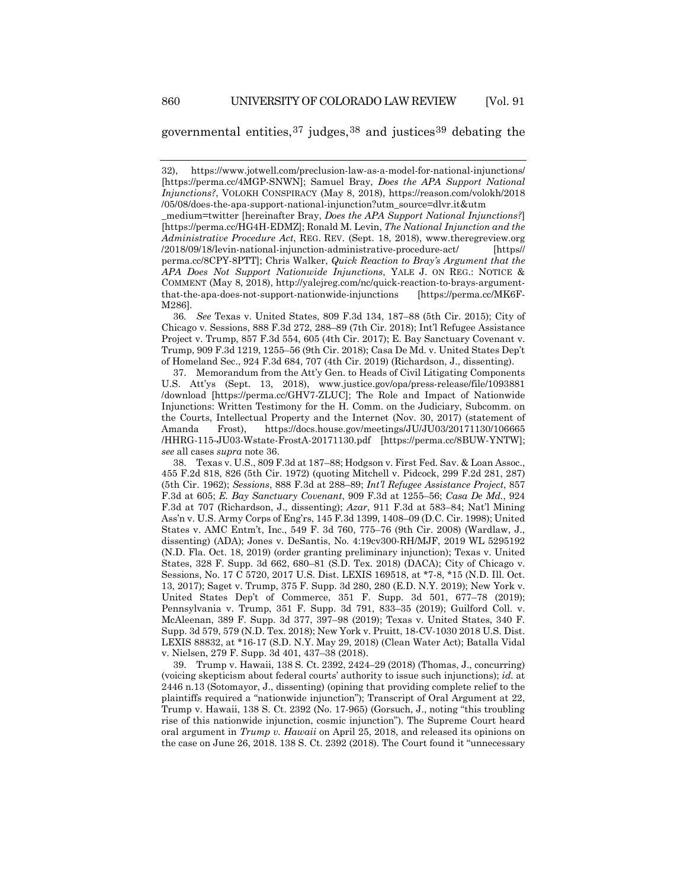governmental entities,[37] judges,[38] and justices[39] debating the

32), https://www.jotwell.com/preclusion-law-as-a-model-for-national-injunctions/ [https://perma.cc/4MGP-SNWN]; Samuel Bray, *Does the APA Support National Injunctions?*, VOLOKH CONSPIRACY (May 8, 2018), https://reason.com/volokh/2018/05/08/does-the-apa-support-national-injunction?utm_source=dlvr.it&utm_medium=twitter [hereinafter Bray, *Does the APA Support National Injunctions?*] [https://perma.cc/HG4H-EDMZ]; Ronald M. Levin, *The National Injunction and the Administrative Procedure Act*, REG. REV. (Sept. 18, 2018), www.theregreview.org/2018/09/18/levin-national-injunction-administrative-procedure-act/ [https//perma.cc/8CPY-8PTT]; Chris Walker, *Quick Reaction to Bray's Argument that the APA Does Not Support Nationwide Injunctions*, YALE J. ON REG.: NOTICE & COMMENT (May 8, 2018), http://yalejreg.com/nc/quick-reaction-to-brays-argument-that-the-apa-does-not-support-nationwide-injunctions [https://perma.cc/MK6F-M286].

36. *See* Texas v. United States, 809 F.3d 134, 187–88 (5th Cir. 2015); City of Chicago v. Sessions, 888 F.3d 272, 288–89 (7th Cir. 2018); Int'l Refugee Assistance Project v. Trump, 857 F.3d 554, 605 (4th Cir. 2017); E. Bay Sanctuary Covenant v. Trump, 909 F.3d 1219, 1255–56 (9th Cir. 2018); Casa De Md. v. United States Dep't of Homeland Sec., 924 F.3d 684, 707 (4th Cir. 2019) (Richardson, J., dissenting).

37. Memorandum from the Att'y Gen. to Heads of Civil Litigating Components U.S. Att'ys (Sept. 13, 2018), www.justice.gov/opa/press-release/file/1093881/download [https://perma.cc/GHV7-ZLUC]; The Role and Impact of Nationwide Injunctions: Written Testimony for the H. Comm. on the Judiciary, Subcomm. on the Courts, Intellectual Property and the Internet (Nov. 30, 2017) (statement of Amanda Frost), https://docs.house.gov/meetings/JU/JU03/20171130/106665/HHRG-115-JU03-Wstate-FrostA-20171130.pdf [https://perma.cc/8BUW-YNTW]; *see* all cases *supra* note 36.

38. Texas v. U.S., 809 F.3d at 187–88; Hodgson v. First Fed. Sav. & Loan Assoc., 455 F.2d 818, 826 (5th Cir. 1972) (quoting Mitchell v. Pidcock, 299 F.2d 281, 287) (5th Cir. 1962); *Sessions*, 888 F.3d at 288–89; *Int'l Refugee Assistance Project*, 857 F.3d at 605; *E. Bay Sanctuary Covenant*, 909 F.3d at 1255–56; *Casa De Md.*, 924 F.3d at 707 (Richardson, J., dissenting); *Azar*, 911 F.3d at 583–84; Nat'l Mining Ass'n v. U.S. Army Corps of Eng'rs, 145 F.3d 1399, 1408–09 (D.C. Cir. 1998); United States v. AMC Entm't, Inc., 549 F. 3d 760, 775–76 (9th Cir. 2008) (Wardlaw, J., dissenting) (ADA); Jones v. DeSantis, No. 4:19cv300-RH/MJF, 2019 WL 5295192 (N.D. Fla. Oct. 18, 2019) (order granting preliminary injunction); Texas v. United States, 328 F. Supp. 3d 662, 680–81 (S.D. Tex. 2018) (DACA); City of Chicago v. Sessions, No. 17 C 5720, 2017 U.S. Dist. LEXIS 169518, at *7-8, *15 (N.D. Ill. Oct. 13, 2017); Saget v. Trump, 375 F. Supp. 3d 280, 280 (E.D. N.Y. 2019); New York v. United States Dep't of Commerce, 351 F. Supp. 3d 501, 677–78 (2019); Pennsylvania v. Trump, 351 F. Supp. 3d 791, 833–35 (2019); Guilford Coll. v. McAleenan, 389 F. Supp. 3d 377, 397–98 (2019); Texas v. United States, 340 F. Supp. 3d 579, 579 (N.D. Tex. 2018); New York v. Pruitt, 18-CV-1030 2018 U.S. Dist. LEXIS 88832, at *16-17 (S.D. N.Y. May 29, 2018) (Clean Water Act); Batalla Vidal v. Nielsen, 279 F. Supp. 3d 401, 437–38 (2018).

39. Trump v. Hawaii, 138 S. Ct. 2392, 2424–29 (2018) (Thomas, J., concurring) (voicing skepticism about federal courts' authority to issue such injunctions); *id.* at 2446 n.13 (Sotomayor, J., dissenting) (opining that providing complete relief to the plaintiffs required a "nationwide injunction"); Transcript of Oral Argument at 22, Trump v. Hawaii, 138 S. Ct. 2392 (No. 17-965) (Gorsuch, J., noting "this troubling rise of this nationwide injunction, cosmic injunction"). The Supreme Court heard oral argument in *Trump v. Hawaii* on April 25, 2018, and released its opinions on the case on June 26, 2018. 138 S. Ct. 2392 (2018). The Court found it "unnecessary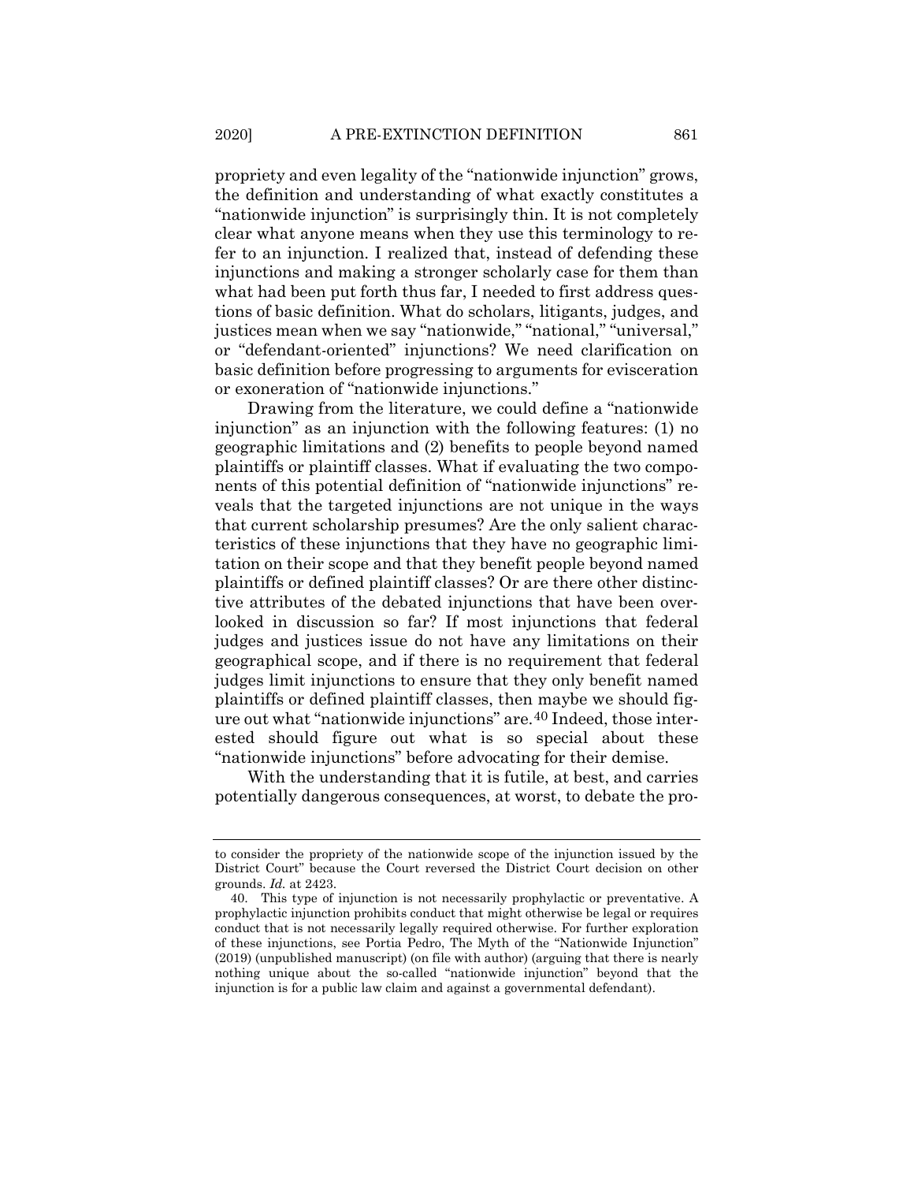propriety and even legality of the "nationwide injunction" grows, the definition and understanding of what exactly constitutes a "nationwide injunction" is surprisingly thin. It is not completely clear what anyone means when they use this terminology to refer to an injunction. I realized that, instead of defending these injunctions and making a stronger scholarly case for them than what had been put forth thus far, I needed to first address questions of basic definition. What do scholars, litigants, judges, and justices mean when we say "nationwide," "national," "universal," or "defendant-oriented" injunctions? We need clarification on basic definition before progressing to arguments for evisceration or exoneration of "nationwide injunctions."

Drawing from the literature, we could define a "nationwide injunction" as an injunction with the following features: (1) no geographic limitations and (2) benefits to people beyond named plaintiffs or plaintiff classes. What if evaluating the two components of this potential definition of "nationwide injunctions" reveals that the targeted injunctions are not unique in the ways that current scholarship presumes? Are the only salient characteristics of these injunctions that they have no geographic limitation on their scope and that they benefit people beyond named plaintiffs or defined plaintiff classes? Or are there other distinctive attributes of the debated injunctions that have been overlooked in discussion so far? If most injunctions that federal judges and justices issue do not have any limitations on their geographical scope, and if there is no requirement that federal judges limit injunctions to ensure that they only benefit named plaintiffs or defined plaintiff classes, then maybe we should figure out what "nationwide injunctions" are.[40] Indeed, those interested should figure out what is so special about these "nationwide injunctions" before advocating for their demise.

With the understanding that it is futile, at best, and carries potentially dangerous consequences, at worst, to debate the pro-

---

to consider the propriety of the nationwide scope of the injunction issued by the District Court" because the Court reversed the District Court decision on other grounds. *Id.* at 2423.

40. This type of injunction is not necessarily prophylactic or preventative. A prophylactic injunction prohibits conduct that might otherwise be legal or requires conduct that is not necessarily legally required otherwise. For further exploration of these injunctions, see Portia Pedro, The Myth of the "Nationwide Injunction" (2019) (unpublished manuscript) (on file with author) (arguing that there is nearly nothing unique about the so-called "nationwide injunction" beyond that the injunction is for a public law claim and against a governmental defendant).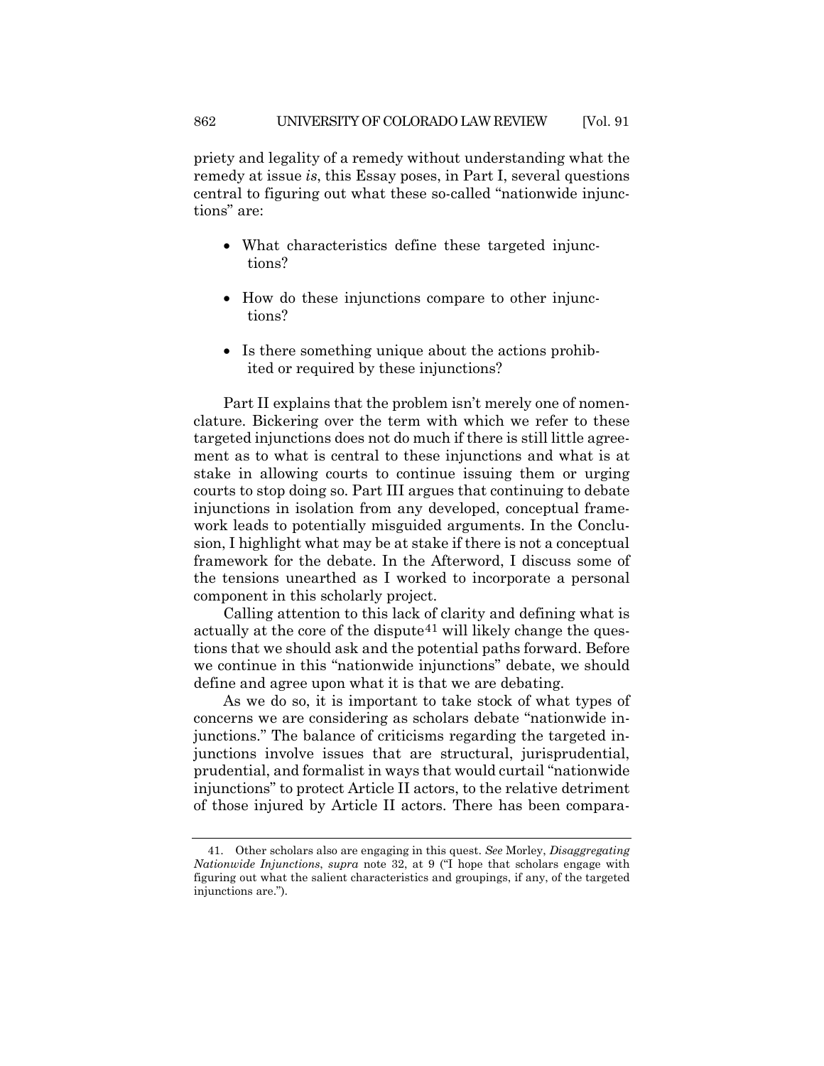priety and legality of a remedy without understanding what the remedy at issue *is*, this Essay poses, in Part I, several questions central to figuring out what these so-called "nationwide injunctions" are:

- What characteristics define these targeted injunctions?
- How do these injunctions compare to other injunctions?
- Is there something unique about the actions prohibited or required by these injunctions?

Part II explains that the problem isn't merely one of nomenclature. Bickering over the term with which we refer to these targeted injunctions does not do much if there is still little agreement as to what is central to these injunctions and what is at stake in allowing courts to continue issuing them or urging courts to stop doing so. Part III argues that continuing to debate injunctions in isolation from any developed, conceptual framework leads to potentially misguided arguments. In the Conclusion, I highlight what may be at stake if there is not a conceptual framework for the debate. In the Afterword, I discuss some of the tensions unearthed as I worked to incorporate a personal component in this scholarly project.

Calling attention to this lack of clarity and defining what is actually at the core of the dispute[41] will likely change the questions that we should ask and the potential paths forward. Before we continue in this "nationwide injunctions" debate, we should define and agree upon what it is that we are debating.

As we do so, it is important to take stock of what types of concerns we are considering as scholars debate "nationwide injunctions." The balance of criticisms regarding the targeted injunctions involve issues that are structural, jurisprudential, prudential, and formalist in ways that would curtail "nationwide injunctions" to protect Article II actors, to the relative detriment of those injured by Article II actors. There has been compara-

41. Other scholars also are engaging in this quest. *See* Morley, *Disaggregating Nationwide Injunctions*, *supra* note 32, at 9 ("I hope that scholars engage with figuring out what the salient characteristics and groupings, if any, of the targeted injunctions are.").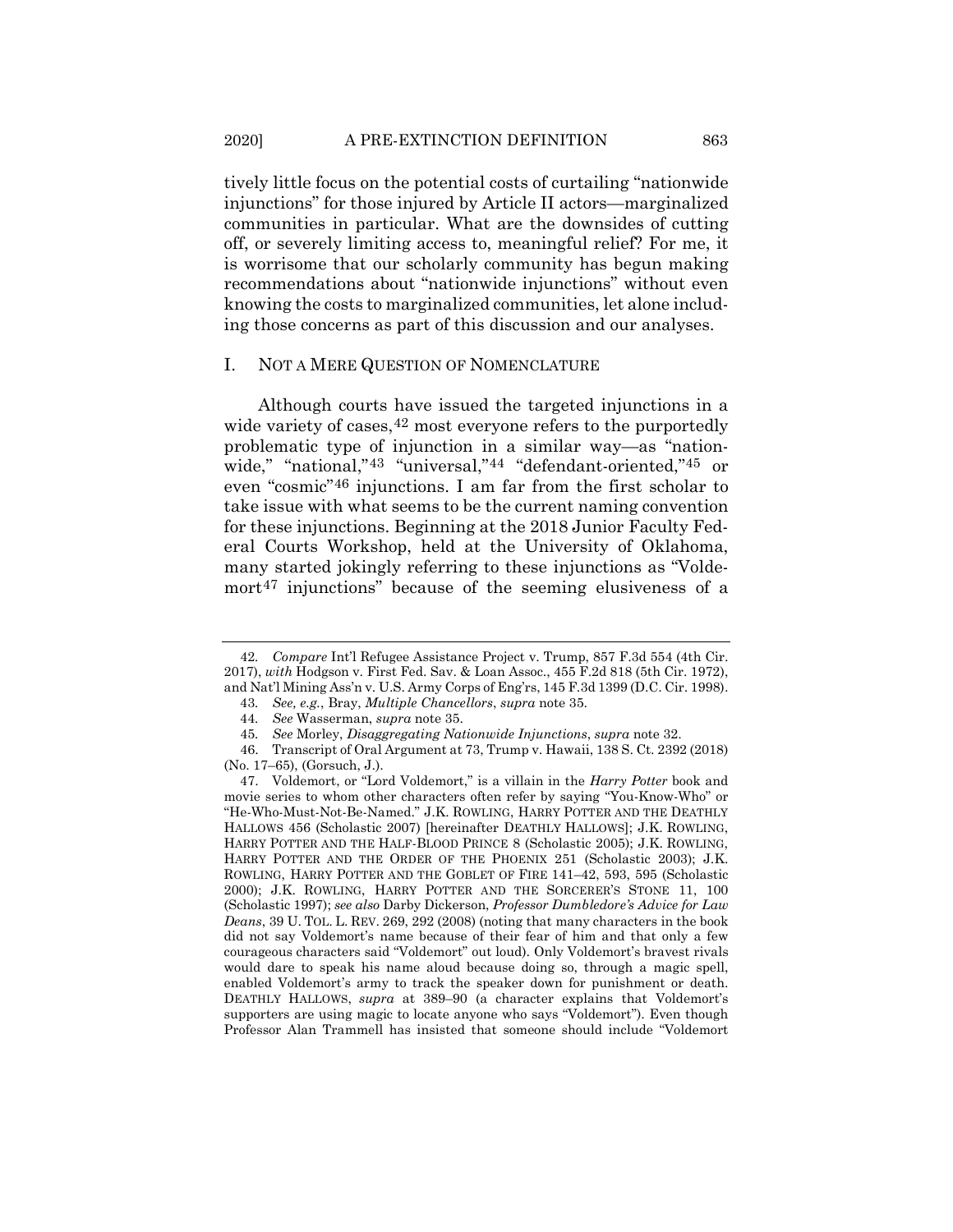tively little focus on the potential costs of curtailing "nationwide injunctions" for those injured by Article II actors—marginalized communities in particular. What are the downsides of cutting off, or severely limiting access to, meaningful relief? For me, it is worrisome that our scholarly community has begun making recommendations about "nationwide injunctions" without even knowing the costs to marginalized communities, let alone including those concerns as part of this discussion and our analyses.

## I. NOT A MERE QUESTION OF NOMENCLATURE

Although courts have issued the targeted injunctions in a wide variety of cases,[42] most everyone refers to the purportedly problematic type of injunction in a similar way—as "nationwide," "national,"[43] "universal,"[44] "defendant-oriented,"[45] or even "cosmic"[46] injunctions. I am far from the first scholar to take issue with what seems to be the current naming convention for these injunctions. Beginning at the 2018 Junior Faculty Federal Courts Workshop, held at the University of Oklahoma, many started jokingly referring to these injunctions as "Voldemort[47] injunctions" because of the seeming elusiveness of a

---

42. *Compare* Int'l Refugee Assistance Project v. Trump, 857 F.3d 554 (4th Cir. 2017), *with* Hodgson v. First Fed. Sav. & Loan Assoc., 455 F.2d 818 (5th Cir. 1972), and Nat'l Mining Ass'n v. U.S. Army Corps of Eng'rs, 145 F.3d 1399 (D.C. Cir. 1998).

43. *See, e.g.*, Bray, *Multiple Chancellors*, *supra* note 35.

44. *See* Wasserman, *supra* note 35.

45. *See* Morley, *Disaggregating Nationwide Injunctions*, *supra* note 32.

46. Transcript of Oral Argument at 73, Trump v. Hawaii, 138 S. Ct. 2392 (2018) (No. 17–65), (Gorsuch, J.).

47. Voldemort, or "Lord Voldemort," is a villain in the *Harry Potter* book and movie series to whom other characters often refer by saying "You-Know-Who" or "He-Who-Must-Not-Be-Named." J.K. ROWLING, HARRY POTTER AND THE DEATHLY HALLOWS 456 (Scholastic 2007) [hereinafter DEATHLY HALLOWS]; J.K. ROWLING, HARRY POTTER AND THE HALF-BLOOD PRINCE 8 (Scholastic 2005); J.K. ROWLING, HARRY POTTER AND THE ORDER OF THE PHOENIX 251 (Scholastic 2003); J.K. ROWLING, HARRY POTTER AND THE GOBLET OF FIRE 141–42, 593, 595 (Scholastic 2000); J.K. ROWLING, HARRY POTTER AND THE SORCERER'S STONE 11, 100 (Scholastic 1997); *see also* Darby Dickerson, *Professor Dumbledore's Advice for Law Deans*, 39 U. TOL. L. REV. 269, 292 (2008) (noting that many characters in the book did not say Voldemort's name because of their fear of him and that only a few courageous characters said "Voldemort" out loud). Only Voldemort's bravest rivals would dare to speak his name aloud because doing so, through a magic spell, enabled Voldemort's army to track the speaker down for punishment or death. DEATHLY HALLOWS, *supra* at 389–90 (a character explains that Voldemort's supporters are using magic to locate anyone who says "Voldemort"). Even though Professor Alan Trammell has insisted that someone should include "Voldemort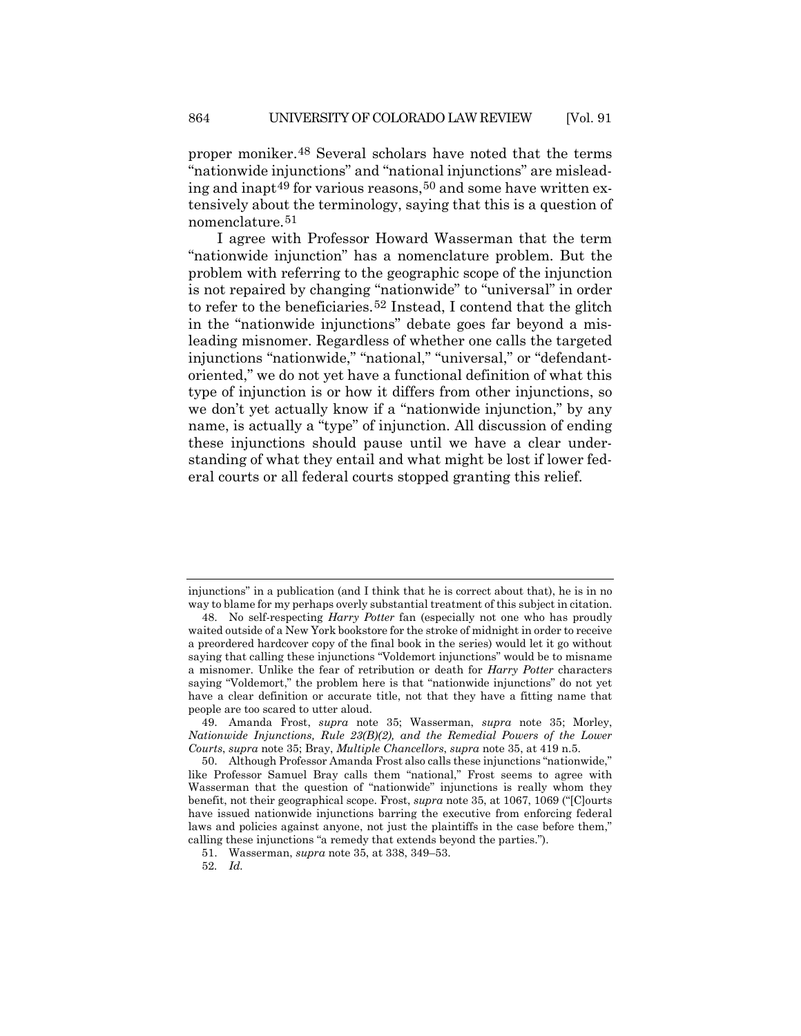proper moniker.[48] Several scholars have noted that the terms "nationwide injunctions" and "national injunctions" are misleading and inapt[49] for various reasons,[50] and some have written extensively about the terminology, saying that this is a question of nomenclature.[51]

I agree with Professor Howard Wasserman that the term "nationwide injunction" has a nomenclature problem. But the problem with referring to the geographic scope of the injunction is not repaired by changing "nationwide" to "universal" in order to refer to the beneficiaries.[52] Instead, I contend that the glitch in the "nationwide injunctions" debate goes far beyond a misleading misnomer. Regardless of whether one calls the targeted injunctions "nationwide," "national," "universal," or "defendant-oriented," we do not yet have a functional definition of what this type of injunction is or how it differs from other injunctions, so we don't yet actually know if a "nationwide injunction," by any name, is actually a "type" of injunction. All discussion of ending these injunctions should pause until we have a clear understanding of what they entail and what might be lost if lower federal courts or all federal courts stopped granting this relief.

---

injunctions" in a publication (and I think that he is correct about that), he is in no way to blame for my perhaps overly substantial treatment of this subject in citation.

48. No self-respecting *Harry Potter* fan (especially not one who has proudly waited outside of a New York bookstore for the stroke of midnight in order to receive a preordered hardcover copy of the final book in the series) would let it go without saying that calling these injunctions "Voldemort injunctions" would be to misname a misnomer. Unlike the fear of retribution or death for *Harry Potter* characters saying "Voldemort," the problem here is that "nationwide injunctions" do not yet have a clear definition or accurate title, not that they have a fitting name that people are too scared to utter aloud.

49. Amanda Frost, *supra* note 35; Wasserman, *supra* note 35; Morley, *Nationwide Injunctions, Rule 23(B)(2), and the Remedial Powers of the Lower Courts*, *supra* note 35; Bray, *Multiple Chancellors*, *supra* note 35, at 419 n.5.

50. Although Professor Amanda Frost also calls these injunctions "nationwide," like Professor Samuel Bray calls them "national," Frost seems to agree with Wasserman that the question of "nationwide" injunctions is really whom they benefit, not their geographical scope. Frost, *supra* note 35, at 1067, 1069 ("[C]ourts have issued nationwide injunctions barring the executive from enforcing federal laws and policies against anyone, not just the plaintiffs in the case before them," calling these injunctions "a remedy that extends beyond the parties.").

51. Wasserman, *supra* note 35, at 338, 349–53.

52. *Id.*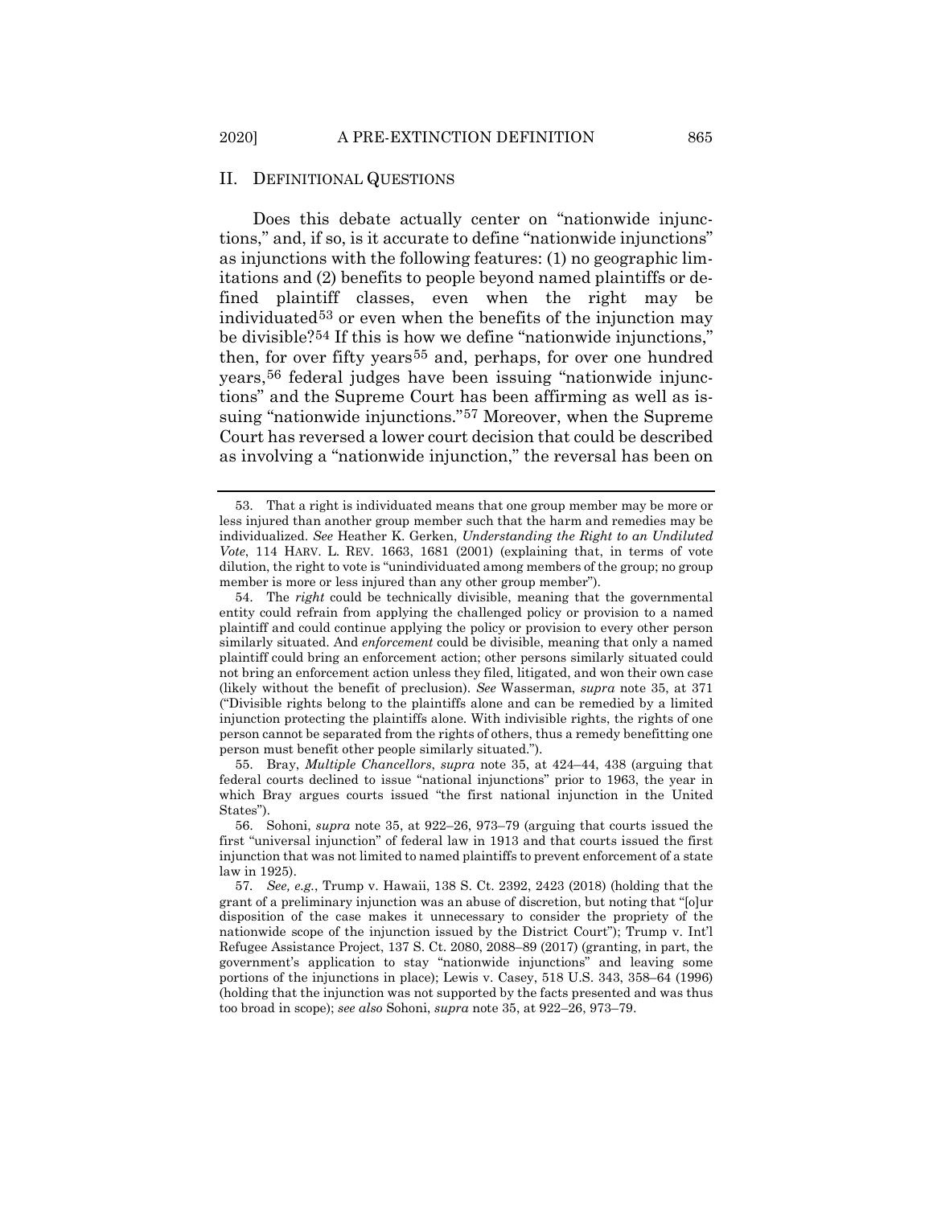## II. DEFINITIONAL QUESTIONS

Does this debate actually center on "nationwide injunctions," and, if so, is it accurate to define "nationwide injunctions" as injunctions with the following features: (1) no geographic limitations and (2) benefits to people beyond named plaintiffs or defined plaintiff classes, even when the right may be individuated[53] or even when the benefits of the injunction may be divisible?[54] If this is how we define "nationwide injunctions," then, for over fifty years[55] and, perhaps, for over one hundred years,[56] federal judges have been issuing "nationwide injunctions" and the Supreme Court has been affirming as well as issuing "nationwide injunctions."[57] Moreover, when the Supreme Court has reversed a lower court decision that could be described as involving a "nationwide injunction," the reversal has been on

---

53. That a right is individuated means that one group member may be more or less injured than another group member such that the harm and remedies may be individualized. *See* Heather K. Gerken, *Understanding the Right to an Undiluted Vote*, 114 HARV. L. REV. 1663, 1681 (2001) (explaining that, in terms of vote dilution, the right to vote is "unindividuated among members of the group; no group member is more or less injured than any other group member").

54. The *right* could be technically divisible, meaning that the governmental entity could refrain from applying the challenged policy or provision to a named plaintiff and could continue applying the policy or provision to every other person similarly situated. And *enforcement* could be divisible, meaning that only a named plaintiff could bring an enforcement action; other persons similarly situated could not bring an enforcement action unless they filed, litigated, and won their own case (likely without the benefit of preclusion). *See* Wasserman, *supra* note 35, at 371 ("Divisible rights belong to the plaintiffs alone and can be remedied by a limited injunction protecting the plaintiffs alone. With indivisible rights, the rights of one person cannot be separated from the rights of others, thus a remedy benefitting one person must benefit other people similarly situated.").

55. Bray, *Multiple Chancellors*, *supra* note 35, at 424–44, 438 (arguing that federal courts declined to issue "national injunctions" prior to 1963, the year in which Bray argues courts issued "the first national injunction in the United States").

56. Sohoni, *supra* note 35, at 922–26, 973–79 (arguing that courts issued the first "universal injunction" of federal law in 1913 and that courts issued the first injunction that was not limited to named plaintiffs to prevent enforcement of a state law in 1925).

57. *See, e.g.*, Trump v. Hawaii, 138 S. Ct. 2392, 2423 (2018) (holding that the grant of a preliminary injunction was an abuse of discretion, but noting that "[o]ur disposition of the case makes it unnecessary to consider the propriety of the nationwide scope of the injunction issued by the District Court"); Trump v. Int'l Refugee Assistance Project, 137 S. Ct. 2080, 2088–89 (2017) (granting, in part, the government's application to stay "nationwide injunctions" and leaving some portions of the injunctions in place); Lewis v. Casey, 518 U.S. 343, 358–64 (1996) (holding that the injunction was not supported by the facts presented and was thus too broad in scope); *see also* Sohoni, *supra* note 35, at 922–26, 973–79.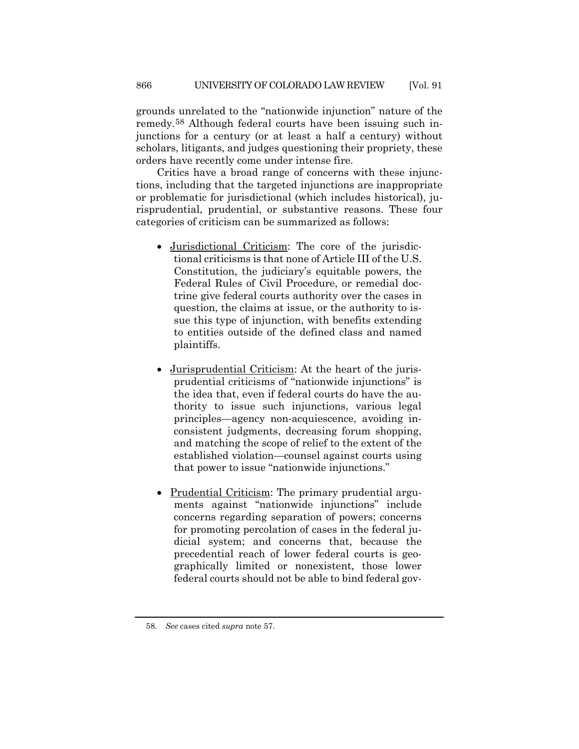grounds unrelated to the "nationwide injunction" nature of the remedy.[58] Although federal courts have been issuing such injunctions for a century (or at least a half a century) without scholars, litigants, and judges questioning their propriety, these orders have recently come under intense fire.

Critics have a broad range of concerns with these injunctions, including that the targeted injunctions are inappropriate or problematic for jurisdictional (which includes historical), jurisprudential, prudential, or substantive reasons. These four categories of criticism can be summarized as follows:

- Jurisdictional Criticism: The core of the jurisdictional criticisms is that none of Article III of the U.S. Constitution, the judiciary's equitable powers, the Federal Rules of Civil Procedure, or remedial doctrine give federal courts authority over the cases in question, the claims at issue, or the authority to issue this type of injunction, with benefits extending to entities outside of the defined class and named plaintiffs.

- Jurisprudential Criticism: At the heart of the jurisprudential criticisms of "nationwide injunctions" is the idea that, even if federal courts do have the authority to issue such injunctions, various legal principles—agency non-acquiescence, avoiding inconsistent judgments, decreasing forum shopping, and matching the scope of relief to the extent of the established violation—counsel against courts using that power to issue "nationwide injunctions."

- Prudential Criticism: The primary prudential arguments against "nationwide injunctions" include concerns regarding separation of powers; concerns for promoting percolation of cases in the federal judicial system; and concerns that, because the precedential reach of lower federal courts is geographically limited or nonexistent, those lower federal courts should not be able to bind federal gov-

58. *See* cases cited *supra* note 57.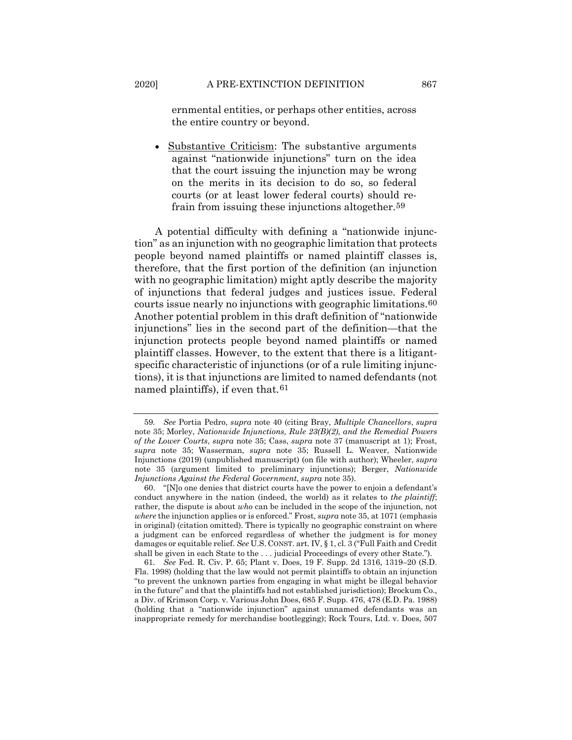ernmental entities, or perhaps other entities, across the entire country or beyond.

- Substantive Criticism: The substantive arguments against "nationwide injunctions" turn on the idea that the court issuing the injunction may be wrong on the merits in its decision to do so, so federal courts (or at least lower federal courts) should refrain from issuing these injunctions altogether.[59]

A potential difficulty with defining a "nationwide injunction" as an injunction with no geographic limitation that protects people beyond named plaintiffs or named plaintiff classes is, therefore, that the first portion of the definition (an injunction with no geographic limitation) might aptly describe the majority of injunctions that federal judges and justices issue. Federal courts issue nearly no injunctions with geographic limitations.[60] Another potential problem in this draft definition of "nationwide injunctions" lies in the second part of the definition—that the injunction protects people beyond named plaintiffs or named plaintiff classes. However, to the extent that there is a litigant-specific characteristic of injunctions (or of a rule limiting injunctions), it is that injunctions are limited to named defendants (not named plaintiffs), if even that.[61]

---

59. *See* Portia Pedro, *supra* note 40 (citing Bray, *Multiple Chancellors*, *supra* note 35; Morley, *Nationwide Injunctions, Rule 23(B)(2), and the Remedial Powers of the Lower Courts*, *supra* note 35; Cass, *supra* note 37 (manuscript at 1); Frost, *supra* note 35; Wasserman, *supra* note 35; Russell L. Weaver, Nationwide Injunctions (2019) (unpublished manuscript) (on file with author); Wheeler, *supra* note 35 (argument limited to preliminary injunctions); Berger, *Nationwide Injunctions Against the Federal Government*, *supra* note 35).

60. "[N]o one denies that district courts have the power to enjoin a defendant's conduct anywhere in the nation (indeed, the world) as it relates to *the plaintiff*; rather, the dispute is about *who* can be included in the scope of the injunction, not *where* the injunction applies or is enforced." Frost, *supra* note 35, at 1071 (emphasis in original) (citation omitted). There is typically no geographic constraint on where a judgment can be enforced regardless of whether the judgment is for money damages or equitable relief. *See* U.S. CONST. art. IV, § 1, cl. 3 ("Full Faith and Credit shall be given in each State to the . . . judicial Proceedings of every other State.").

61. *See* Fed. R. Civ. P. 65; Plant v. Does, 19 F. Supp. 2d 1316, 1319–20 (S.D. Fla. 1998) (holding that the law would not permit plaintiffs to obtain an injunction "to prevent the unknown parties from engaging in what might be illegal behavior in the future" and that the plaintiffs had not established jurisdiction); Brockum Co., a Div. of Krimson Corp. v. Various John Does, 685 F. Supp. 476, 478 (E.D. Pa. 1988) (holding that a "nationwide injunction" against unnamed defendants was an inappropriate remedy for merchandise bootlegging); Rock Tours, Ltd. v. Does, 507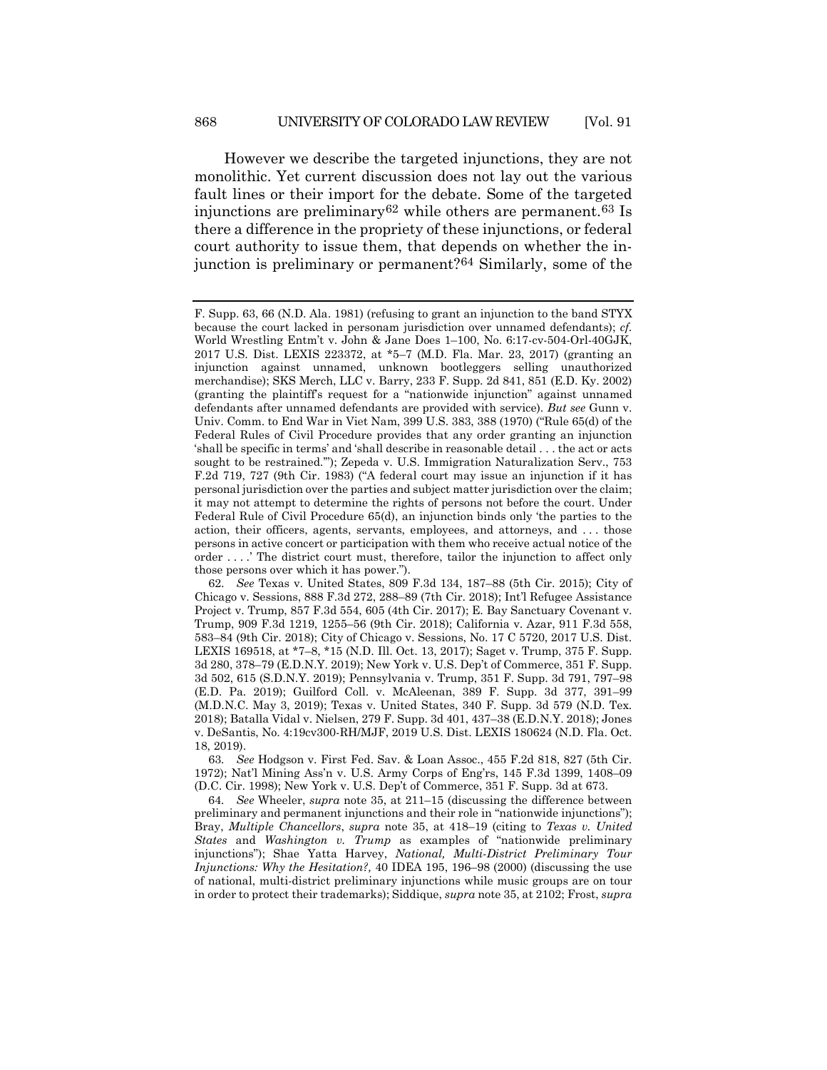However we describe the targeted injunctions, they are not monolithic. Yet current discussion does not lay out the various fault lines or their import for the debate. Some of the targeted injunctions are preliminary[62] while others are permanent.[63] Is there a difference in the propriety of these injunctions, or federal court authority to issue them, that depends on whether the injunction is preliminary or permanent?[64] Similarly, some of the

---

F. Supp. 63, 66 (N.D. Ala. 1981) (refusing to grant an injunction to the band STYX because the court lacked in personam jurisdiction over unnamed defendants); *cf.* World Wrestling Entm't v. John & Jane Does 1–100, No. 6:17-cv-504-Orl-40GJK, 2017 U.S. Dist. LEXIS 223372, at *5–7 (M.D. Fla. Mar. 23, 2017) (granting an injunction against unnamed, unknown bootleggers selling unauthorized merchandise); SKS Merch, LLC v. Barry, 233 F. Supp. 2d 841, 851 (E.D. Ky. 2002) (granting the plaintiff's request for a "nationwide injunction" against unnamed defendants after unnamed defendants are provided with service). *But see* Gunn v. Univ. Comm. to End War in Viet Nam, 399 U.S. 383, 388 (1970) ("Rule 65(d) of the Federal Rules of Civil Procedure provides that any order granting an injunction 'shall be specific in terms' and 'shall describe in reasonable detail . . . the act or acts sought to be restrained.'"); Zepeda v. U.S. Immigration Naturalization Serv., 753 F.2d 719, 727 (9th Cir. 1983) ("A federal court may issue an injunction if it has personal jurisdiction over the parties and subject matter jurisdiction over the claim; it may not attempt to determine the rights of persons not before the court. Under Federal Rule of Civil Procedure 65(d), an injunction binds only 'the parties to the action, their officers, agents, servants, employees, and attorneys, and . . . those persons in active concert or participation with them who receive actual notice of the order . . . .' The district court must, therefore, tailor the injunction to affect only those persons over which it has power.").

62. *See* Texas v. United States, 809 F.3d 134, 187–88 (5th Cir. 2015); City of Chicago v. Sessions, 888 F.3d 272, 288–89 (7th Cir. 2018); Int'l Refugee Assistance Project v. Trump, 857 F.3d 554, 605 (4th Cir. 2017); E. Bay Sanctuary Covenant v. Trump, 909 F.3d 1219, 1255–56 (9th Cir. 2018); California v. Azar, 911 F.3d 558, 583–84 (9th Cir. 2018); City of Chicago v. Sessions, No. 17 C 5720, 2017 U.S. Dist. LEXIS 169518, at *7–8, *15 (N.D. Ill. Oct. 13, 2017); Saget v. Trump, 375 F. Supp. 3d 280, 378–79 (E.D.N.Y. 2019); New York v. U.S. Dep't of Commerce, 351 F. Supp. 3d 502, 615 (S.D.N.Y. 2019); Pennsylvania v. Trump, 351 F. Supp. 3d 791, 797–98 (E.D. Pa. 2019); Guilford Coll. v. McAleenan, 389 F. Supp. 3d 377, 391–99 (M.D.N.C. May 3, 2019); Texas v. United States, 340 F. Supp. 3d 579 (N.D. Tex. 2018); Batalla Vidal v. Nielsen, 279 F. Supp. 3d 401, 437–38 (E.D.N.Y. 2018); Jones v. DeSantis, No. 4:19cv300-RH/MJF, 2019 U.S. Dist. LEXIS 180624 (N.D. Fla. Oct. 18, 2019).

63. *See* Hodgson v. First Fed. Sav. & Loan Assoc., 455 F.2d 818, 827 (5th Cir. 1972); Nat'l Mining Ass'n v. U.S. Army Corps of Eng'rs, 145 F.3d 1399, 1408–09 (D.C. Cir. 1998); New York v. U.S. Dep't of Commerce, 351 F. Supp. 3d at 673.

64. *See* Wheeler, *supra* note 35, at 211–15 (discussing the difference between preliminary and permanent injunctions and their role in "nationwide injunctions"); Bray, *Multiple Chancellors*, *supra* note 35, at 418–19 (citing to *Texas v. United States* and *Washington v. Trump* as examples of "nationwide preliminary injunctions"); Shae Yatta Harvey, *National, Multi-District Preliminary Tour Injunctions: Why the Hesitation?,* 40 IDEA 195, 196–98 (2000) (discussing the use of national, multi-district preliminary injunctions while music groups are on tour in order to protect their trademarks); Siddique, *supra* note 35, at 2102; Frost, *supra*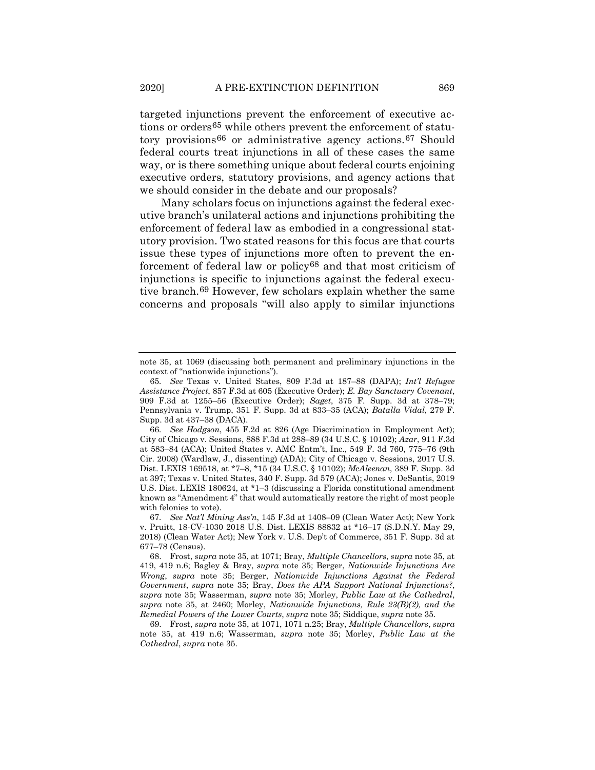targeted injunctions prevent the enforcement of executive actions or orders[65] while others prevent the enforcement of statutory provisions[66] or administrative agency actions.[67] Should federal courts treat injunctions in all of these cases the same way, or is there something unique about federal courts enjoining executive orders, statutory provisions, and agency actions that we should consider in the debate and our proposals?

Many scholars focus on injunctions against the federal executive branch's unilateral actions and injunctions prohibiting the enforcement of federal law as embodied in a congressional statutory provision. Two stated reasons for this focus are that courts issue these types of injunctions more often to prevent the enforcement of federal law or policy[68] and that most criticism of injunctions is specific to injunctions against the federal executive branch.[69] However, few scholars explain whether the same concerns and proposals "will also apply to similar injunctions

---

note 35, at 1069 (discussing both permanent and preliminary injunctions in the context of "nationwide injunctions").

65. *See* Texas v. United States, 809 F.3d at 187–88 (DAPA); *Int'l Refugee Assistance Project*, 857 F.3d at 605 (Executive Order); *E. Bay Sanctuary Covenant*, 909 F.3d at 1255–56 (Executive Order); *Saget*, 375 F. Supp. 3d at 378–79; Pennsylvania v. Trump, 351 F. Supp. 3d at 833–35 (ACA); *Batalla Vidal*, 279 F. Supp. 3d at 437–38 (DACA).

66. *See Hodgson*, 455 F.2d at 826 (Age Discrimination in Employment Act); City of Chicago v. Sessions, 888 F.3d at 288–89 (34 U.S.C. § 10102); *Azar*, 911 F.3d at 583–84 (ACA); United States v. AMC Entm't, Inc., 549 F. 3d 760, 775–76 (9th Cir. 2008) (Wardlaw, J., dissenting) (ADA); City of Chicago v. Sessions, 2017 U.S. Dist. LEXIS 169518, at *7–8, *15 (34 U.S.C. § 10102); *McAleenan*, 389 F. Supp. 3d at 397; Texas v. United States, 340 F. Supp. 3d 579 (ACA); Jones v. DeSantis, 2019 U.S. Dist. LEXIS 180624, at *1–3 (discussing a Florida constitutional amendment known as "Amendment 4" that would automatically restore the right of most people with felonies to vote).

67. *See Nat'l Mining Ass'n*, 145 F.3d at 1408–09 (Clean Water Act); New York v. Pruitt, 18-CV-1030 2018 U.S. Dist. LEXIS 88832 at *16–17 (S.D.N.Y. May 29, 2018) (Clean Water Act); New York v. U.S. Dep't of Commerce, 351 F. Supp. 3d at 677–78 (Census).

68. Frost, *supra* note 35, at 1071; Bray, *Multiple Chancellors*, *supra* note 35, at 419, 419 n.6; Bagley & Bray, *supra* note 35; Berger, *Nationwide Injunctions Are Wrong*, *supra* note 35; Berger, *Nationwide Injunctions Against the Federal Government*, *supra* note 35; Bray, *Does the APA Support National Injunctions?*, *supra* note 35; Wasserman, *supra* note 35; Morley, *Public Law at the Cathedral*, *supra* note 35, at 2460; Morley, *Nationwide Injunctions, Rule 23(B)(2), and the Remedial Powers of the Lower Courts*, *supra* note 35; Siddique, *supra* note 35.

69. Frost, *supra* note 35, at 1071, 1071 n.25; Bray, *Multiple Chancellors*, *supra* note 35, at 419 n.6; Wasserman, *supra* note 35; Morley, *Public Law at the Cathedral*, *supra* note 35.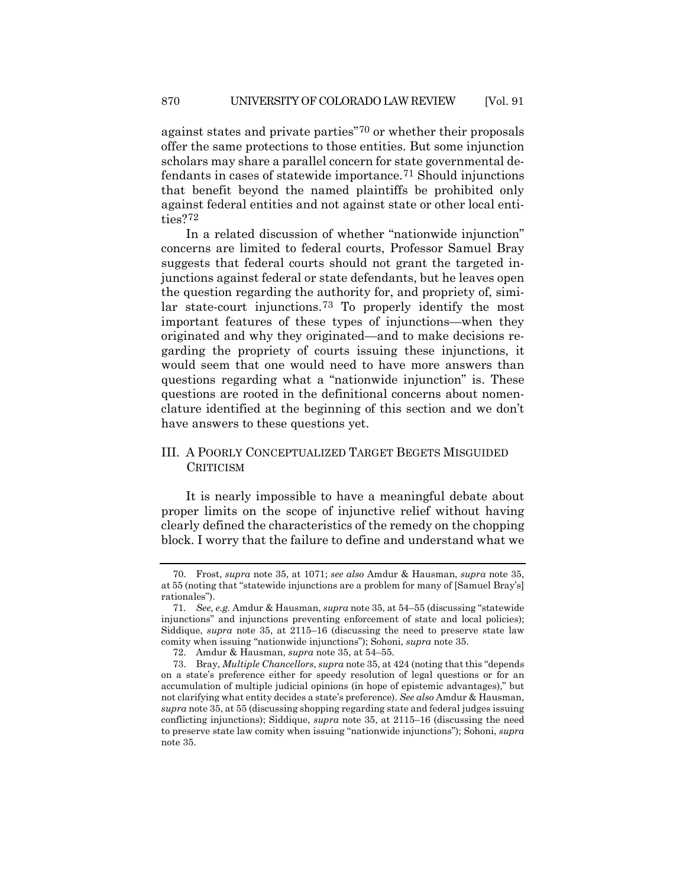against states and private parties"[70] or whether their proposals offer the same protections to those entities. But some injunction scholars may share a parallel concern for state governmental defendants in cases of statewide importance.[71] Should injunctions that benefit beyond the named plaintiffs be prohibited only against federal entities and not against state or other local entities?[72]

In a related discussion of whether "nationwide injunction" concerns are limited to federal courts, Professor Samuel Bray suggests that federal courts should not grant the targeted injunctions against federal or state defendants, but he leaves open the question regarding the authority for, and propriety of, similar state-court injunctions.[73] To properly identify the most important features of these types of injunctions—when they originated and why they originated—and to make decisions regarding the propriety of courts issuing these injunctions, it would seem that one would need to have more answers than questions regarding what a "nationwide injunction" is. These questions are rooted in the definitional concerns about nomenclature identified at the beginning of this section and we don't have answers to these questions yet.

## III. A POORLY CONCEPTUALIZED TARGET BEGETS MISGUIDED CRITICISM

It is nearly impossible to have a meaningful debate about proper limits on the scope of injunctive relief without having clearly defined the characteristics of the remedy on the chopping block. I worry that the failure to define and understand what we

---

70. Frost, *supra* note 35, at 1071; *see also* Amdur & Hausman, *supra* note 35, at 55 (noting that "statewide injunctions are a problem for many of [Samuel Bray's] rationales").

71. *See, e.g.* Amdur & Hausman, *supra* note 35, at 54–55 (discussing "statewide injunctions" and injunctions preventing enforcement of state and local policies); Siddique, *supra* note 35, at 2115–16 (discussing the need to preserve state law comity when issuing "nationwide injunctions"); Sohoni, *supra* note 35.

72. Amdur & Hausman, *supra* note 35, at 54–55.

73. Bray, *Multiple Chancellors*, *supra* note 35, at 424 (noting that this "depends on a state's preference either for speedy resolution of legal questions or for an accumulation of multiple judicial opinions (in hope of epistemic advantages)," but not clarifying what entity decides a state's preference). *See also* Amdur & Hausman, *supra* note 35, at 55 (discussing shopping regarding state and federal judges issuing conflicting injunctions); Siddique, *supra* note 35, at 2115–16 (discussing the need to preserve state law comity when issuing "nationwide injunctions"); Sohoni, *supra* note 35.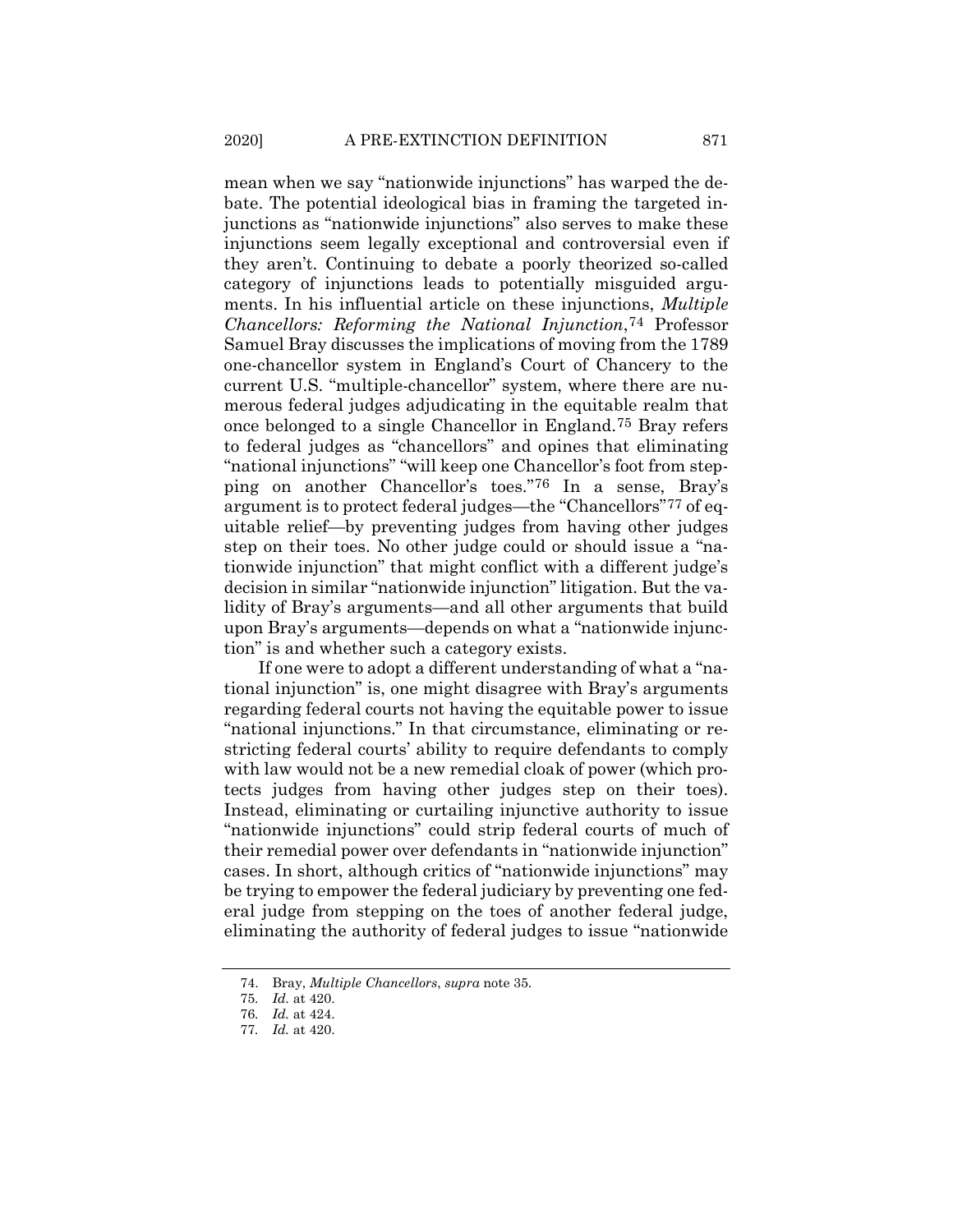mean when we say "nationwide injunctions" has warped the debate. The potential ideological bias in framing the targeted injunctions as "nationwide injunctions" also serves to make these injunctions seem legally exceptional and controversial even if they aren't. Continuing to debate a poorly theorized so-called category of injunctions leads to potentially misguided arguments. In his influential article on these injunctions, *Multiple Chancellors: Reforming the National Injunction*,[74] Professor Samuel Bray discusses the implications of moving from the 1789 one-chancellor system in England's Court of Chancery to the current U.S. "multiple-chancellor" system, where there are numerous federal judges adjudicating in the equitable realm that once belonged to a single Chancellor in England.[75] Bray refers to federal judges as "chancellors" and opines that eliminating "national injunctions" "will keep one Chancellor's foot from stepping on another Chancellor's toes."[76] In a sense, Bray's argument is to protect federal judges—the "Chancellors"[77] of equitable relief—by preventing judges from having other judges step on their toes. No other judge could or should issue a "nationwide injunction" that might conflict with a different judge's decision in similar "nationwide injunction" litigation. But the validity of Bray's arguments—and all other arguments that build upon Bray's arguments—depends on what a "nationwide injunction" is and whether such a category exists.

If one were to adopt a different understanding of what a "national injunction" is, one might disagree with Bray's arguments regarding federal courts not having the equitable power to issue "national injunctions." In that circumstance, eliminating or restricting federal courts' ability to require defendants to comply with law would not be a new remedial cloak of power (which protects judges from having other judges step on their toes). Instead, eliminating or curtailing injunctive authority to issue "nationwide injunctions" could strip federal courts of much of their remedial power over defendants in "nationwide injunction" cases. In short, although critics of "nationwide injunctions" may be trying to empower the federal judiciary by preventing one federal judge from stepping on the toes of another federal judge, eliminating the authority of federal judges to issue "nationwide

74. Bray, *Multiple Chancellors*, *supra* note 35.

75. *Id.* at 420.

76. *Id.* at 424.

77. *Id.* at 420.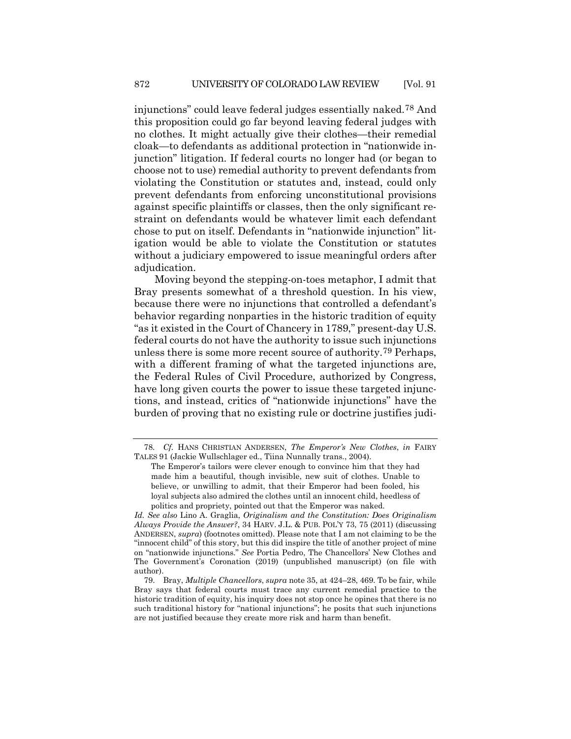injunctions" could leave federal judges essentially naked.[78] And this proposition could go far beyond leaving federal judges with no clothes. It might actually give their clothes—their remedial cloak—to defendants as additional protection in "nationwide injunction" litigation. If federal courts no longer had (or began to choose not to use) remedial authority to prevent defendants from violating the Constitution or statutes and, instead, could only prevent defendants from enforcing unconstitutional provisions against specific plaintiffs or classes, then the only significant restraint on defendants would be whatever limit each defendant chose to put on itself. Defendants in "nationwide injunction" litigation would be able to violate the Constitution or statutes without a judiciary empowered to issue meaningful orders after adjudication.

Moving beyond the stepping-on-toes metaphor, I admit that Bray presents somewhat of a threshold question. In his view, because there were no injunctions that controlled a defendant's behavior regarding nonparties in the historic tradition of equity "as it existed in the Court of Chancery in 1789," present-day U.S. federal courts do not have the authority to issue such injunctions unless there is some more recent source of authority.[79] Perhaps, with a different framing of what the targeted injunctions are, the Federal Rules of Civil Procedure, authorized by Congress, have long given courts the power to issue these targeted injunctions, and instead, critics of "nationwide injunctions" have the burden of proving that no existing rule or doctrine justifies judi-

---

78. *Cf.* HANS CHRISTIAN ANDERSEN, *The Emperor's New Clothes*, *in* FAIRY TALES 91 (Jackie Wullschlager ed., Tiina Nunnally trans., 2004).

> The Emperor's tailors were clever enough to convince him that they had made him a beautiful, though invisible, new suit of clothes. Unable to believe, or unwilling to admit, that their Emperor had been fooled, his loyal subjects also admired the clothes until an innocent child, heedless of politics and propriety, pointed out that the Emperor was naked.

*Id. See also* Lino A. Graglia, *Originalism and the Constitution: Does Originalism Always Provide the Answer?*, 34 HARV. J.L. & PUB. POL'Y 73, 75 (2011) (discussing ANDERSEN, *supra*) (footnotes omitted). Please note that I am not claiming to be the "innocent child" of this story, but this did inspire the title of another project of mine on "nationwide injunctions." *See* Portia Pedro, The Chancellors' New Clothes and The Government's Coronation (2019) (unpublished manuscript) (on file with author).

79. Bray, *Multiple Chancellors*, *supra* note 35, at 424–28, 469. To be fair, while Bray says that federal courts must trace any current remedial practice to the historic tradition of equity, his inquiry does not stop once he opines that there is no such traditional history for "national injunctions"; he posits that such injunctions are not justified because they create more risk and harm than benefit.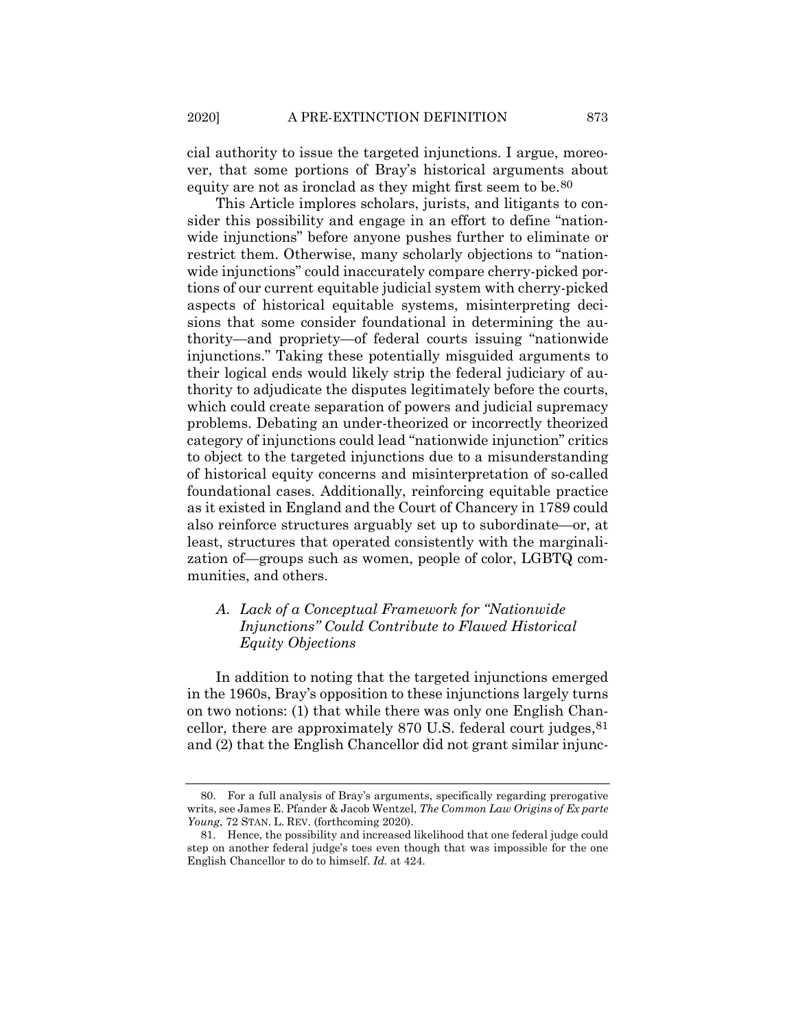cial authority to issue the targeted injunctions. I argue, moreover, that some portions of Bray's historical arguments about equity are not as ironclad as they might first seem to be.[80]

This Article implores scholars, jurists, and litigants to consider this possibility and engage in an effort to define "nationwide injunctions" before anyone pushes further to eliminate or restrict them. Otherwise, many scholarly objections to "nationwide injunctions" could inaccurately compare cherry-picked portions of our current equitable judicial system with cherry-picked aspects of historical equitable systems, misinterpreting decisions that some consider foundational in determining the authority—and propriety—of federal courts issuing "nationwide injunctions." Taking these potentially misguided arguments to their logical ends would likely strip the federal judiciary of authority to adjudicate the disputes legitimately before the courts, which could create separation of powers and judicial supremacy problems. Debating an under-theorized or incorrectly theorized category of injunctions could lead "nationwide injunction" critics to object to the targeted injunctions due to a misunderstanding of historical equity concerns and misinterpretation of so-called foundational cases. Additionally, reinforcing equitable practice as it existed in England and the Court of Chancery in 1789 could also reinforce structures arguably set up to subordinate—or, at least, structures that operated consistently with the marginalization of—groups such as women, people of color, LGBTQ communities, and others.

### *A. Lack of a Conceptual Framework for "Nationwide Injunctions" Could Contribute to Flawed Historical Equity Objections*

In addition to noting that the targeted injunctions emerged in the 1960s, Bray's opposition to these injunctions largely turns on two notions: (1) that while there was only one English Chancellor, there are approximately 870 U.S. federal court judges,[81] and (2) that the English Chancellor did not grant similar injunc-

---

80. For a full analysis of Bray's arguments, specifically regarding prerogative writs, see James E. Pfander & Jacob Wentzel, *The Common Law Origins of Ex parte Young*, 72 STAN. L. REV. (forthcoming 2020).

81. Hence, the possibility and increased likelihood that one federal judge could step on another federal judge's toes even though that was impossible for the one English Chancellor to do to himself. *Id.* at 424.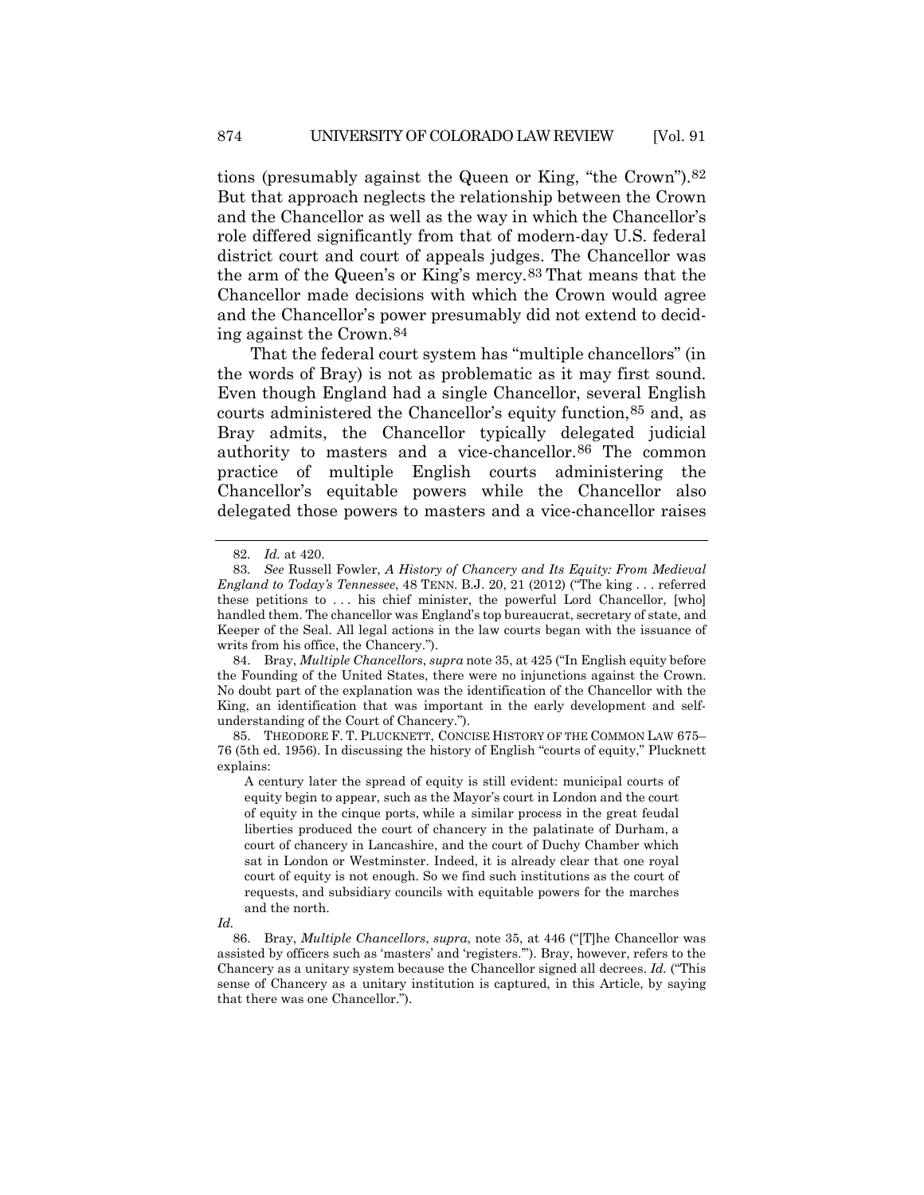tions (presumably against the Queen or King, "the Crown").[82] But that approach neglects the relationship between the Crown and the Chancellor as well as the way in which the Chancellor's role differed significantly from that of modern-day U.S. federal district court and court of appeals judges. The Chancellor was the arm of the Queen's or King's mercy.[83] That means that the Chancellor made decisions with which the Crown would agree and the Chancellor's power presumably did not extend to deciding against the Crown.[84]

That the federal court system has "multiple chancellors" (in the words of Bray) is not as problematic as it may first sound. Even though England had a single Chancellor, several English courts administered the Chancellor's equity function,[85] and, as Bray admits, the Chancellor typically delegated judicial authority to masters and a vice-chancellor.[86] The common practice of multiple English courts administering the Chancellor's equitable powers while the Chancellor also delegated those powers to masters and a vice-chancellor raises

---

82. *Id.* at 420.

83. *See* Russell Fowler, *A History of Chancery and Its Equity: From Medieval England to Today's Tennessee*, 48 TENN. B.J. 20, 21 (2012) ("The king . . . referred these petitions to . . . his chief minister, the powerful Lord Chancellor, [who] handled them. The chancellor was England's top bureaucrat, secretary of state, and Keeper of the Seal. All legal actions in the law courts began with the issuance of writs from his office, the Chancery.").

84. Bray, *Multiple Chancellors*, *supra* note 35, at 425 ("In English equity before the Founding of the United States, there were no injunctions against the Crown. No doubt part of the explanation was the identification of the Chancellor with the King, an identification that was important in the early development and self-understanding of the Court of Chancery.").

85. THEODORE F. T. PLUCKNETT, CONCISE HISTORY OF THE COMMON LAW 675–76 (5th ed. 1956). In discussing the history of English "courts of equity," Plucknett explains:

> A century later the spread of equity is still evident: municipal courts of equity begin to appear, such as the Mayor's court in London and the court of equity in the cinque ports, while a similar process in the great feudal liberties produced the court of chancery in the palatinate of Durham, a court of chancery in Lancashire, and the court of Duchy Chamber which sat in London or Westminster. Indeed, it is already clear that one royal court of equity is not enough. So we find such institutions as the court of requests, and subsidiary councils with equitable powers for the marches and the north.

*Id.*

86. Bray, *Multiple Chancellors*, *supra*, note 35, at 446 ("[T]he Chancellor was assisted by officers such as 'masters' and 'registers.'"). Bray, however, refers to the Chancery as a unitary system because the Chancellor signed all decrees. *Id.* ("This sense of Chancery as a unitary institution is captured, in this Article, by saying that there was one Chancellor.").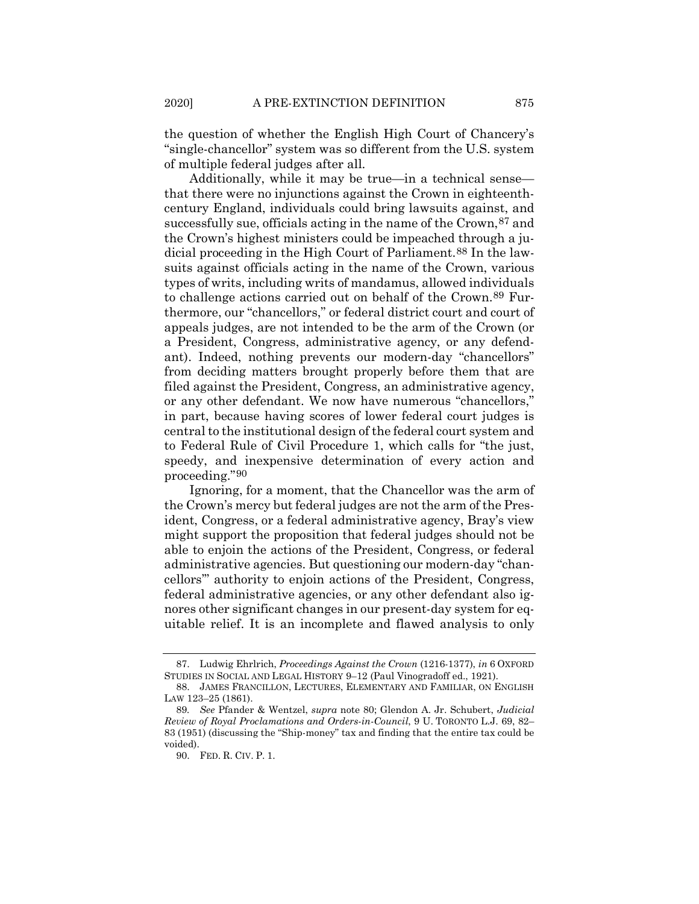the question of whether the English High Court of Chancery's "single-chancellor" system was so different from the U.S. system of multiple federal judges after all.

Additionally, while it may be true—in a technical sense—that there were no injunctions against the Crown in eighteenth-century England, individuals could bring lawsuits against, and successfully sue, officials acting in the name of the Crown,[87] and the Crown's highest ministers could be impeached through a judicial proceeding in the High Court of Parliament.[88] In the lawsuits against officials acting in the name of the Crown, various types of writs, including writs of mandamus, allowed individuals to challenge actions carried out on behalf of the Crown.[89] Furthermore, our "chancellors," or federal district court and court of appeals judges, are not intended to be the arm of the Crown (or a President, Congress, administrative agency, or any defendant). Indeed, nothing prevents our modern-day "chancellors" from deciding matters brought properly before them that are filed against the President, Congress, an administrative agency, or any other defendant. We now have numerous "chancellors," in part, because having scores of lower federal court judges is central to the institutional design of the federal court system and to Federal Rule of Civil Procedure 1, which calls for "the just, speedy, and inexpensive determination of every action and proceeding."[90]

Ignoring, for a moment, that the Chancellor was the arm of the Crown's mercy but federal judges are not the arm of the President, Congress, or a federal administrative agency, Bray's view might support the proposition that federal judges should not be able to enjoin the actions of the President, Congress, or federal administrative agencies. But questioning our modern-day "chancellors'" authority to enjoin actions of the President, Congress, federal administrative agencies, or any other defendant also ignores other significant changes in our present-day system for equitable relief. It is an incomplete and flawed analysis to only

---

87. Ludwig Ehrlrich, *Proceedings Against the Crown* (1216-1377), *in* 6 OXFORD STUDIES IN SOCIAL AND LEGAL HISTORY 9–12 (Paul Vinogradoff ed., 1921).

88. JAMES FRANCILLON, LECTURES, ELEMENTARY AND FAMILIAR, ON ENGLISH LAW 123–25 (1861).

89. *See* Pfander & Wentzel, *supra* note 80; Glendon A. Jr. Schubert, *Judicial Review of Royal Proclamations and Orders-in-Council*, 9 U. TORONTO L.J. 69, 82–83 (1951) (discussing the "Ship-money" tax and finding that the entire tax could be voided).

90. FED. R. CIV. P. 1.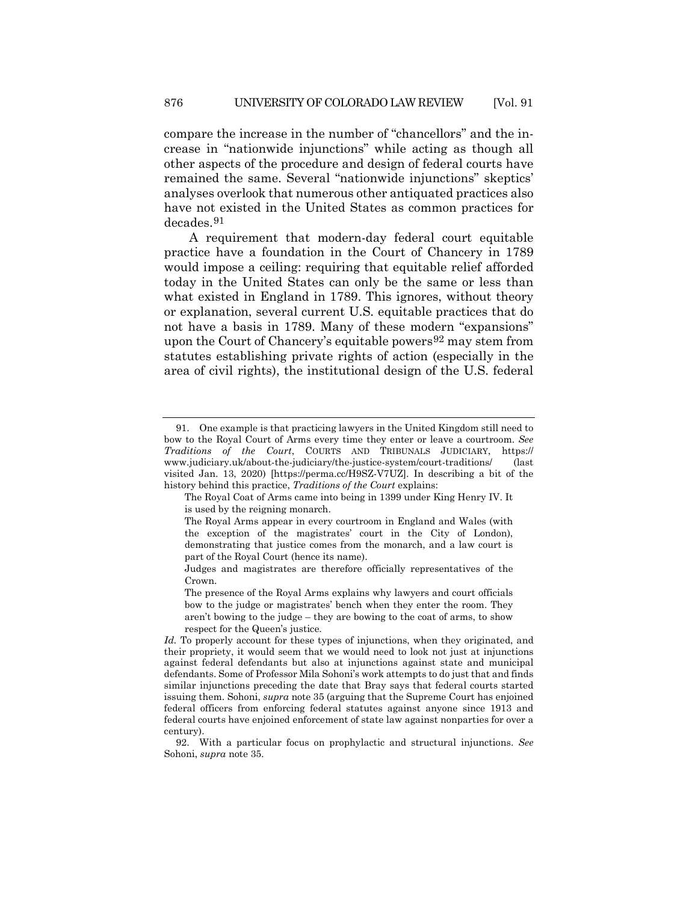compare the increase in the number of "chancellors" and the increase in "nationwide injunctions" while acting as though all other aspects of the procedure and design of federal courts have remained the same. Several "nationwide injunctions" skeptics' analyses overlook that numerous other antiquated practices also have not existed in the United States as common practices for decades.[91]

A requirement that modern-day federal court equitable practice have a foundation in the Court of Chancery in 1789 would impose a ceiling: requiring that equitable relief afforded today in the United States can only be the same or less than what existed in England in 1789. This ignores, without theory or explanation, several current U.S. equitable practices that do not have a basis in 1789. Many of these modern "expansions" upon the Court of Chancery's equitable powers[92] may stem from statutes establishing private rights of action (especially in the area of civil rights), the institutional design of the U.S. federal

---

91. One example is that practicing lawyers in the United Kingdom still need to bow to the Royal Court of Arms every time they enter or leave a courtroom. *See* *Traditions of the Court*, COURTS AND TRIBUNALS JUDICIARY, https://www.judiciary.uk/about-the-judiciary/the-justice-system/court-traditions/ (last visited Jan. 13, 2020) [https://perma.cc/H9SZ-V7UZ]. In describing a bit of the history behind this practice, *Traditions of the Court* explains:

> The Royal Coat of Arms came into being in 1399 under King Henry IV. It is used by the reigning monarch.
>
> The Royal Arms appear in every courtroom in England and Wales (with the exception of the magistrates' court in the City of London), demonstrating that justice comes from the monarch, and a law court is part of the Royal Court (hence its name).
>
> Judges and magistrates are therefore officially representatives of the Crown.
>
> The presence of the Royal Arms explains why lawyers and court officials bow to the judge or magistrates' bench when they enter the room. They aren't bowing to the judge – they are bowing to the coat of arms, to show respect for the Queen's justice.

*Id.* To properly account for these types of injunctions, when they originated, and their propriety, it would seem that we would need to look not just at injunctions against federal defendants but also at injunctions against state and municipal defendants. Some of Professor Mila Sohoni's work attempts to do just that and finds similar injunctions preceding the date that Bray says that federal courts started issuing them. Sohoni, *supra* note 35 (arguing that the Supreme Court has enjoined federal officers from enforcing federal statutes against anyone since 1913 and federal courts have enjoined enforcement of state law against nonparties for over a century).

92. With a particular focus on prophylactic and structural injunctions. *See* Sohoni, *supra* note 35.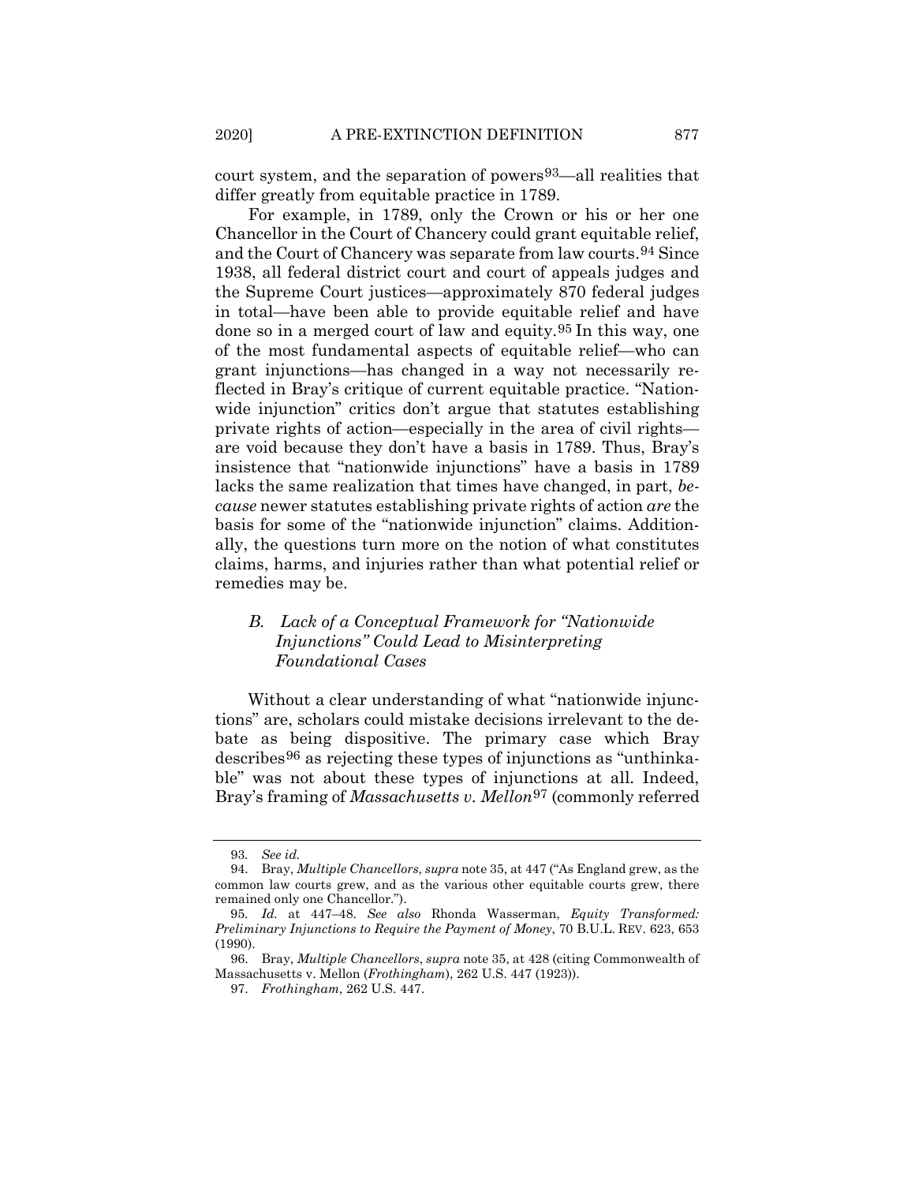court system, and the separation of powers[93]—all realities that differ greatly from equitable practice in 1789.

For example, in 1789, only the Crown or his or her one Chancellor in the Court of Chancery could grant equitable relief, and the Court of Chancery was separate from law courts.[94] Since 1938, all federal district court and court of appeals judges and the Supreme Court justices—approximately 870 federal judges in total—have been able to provide equitable relief and have done so in a merged court of law and equity.[95] In this way, one of the most fundamental aspects of equitable relief—who can grant injunctions—has changed in a way not necessarily reflected in Bray's critique of current equitable practice. "Nationwide injunction" critics don't argue that statutes establishing private rights of action—especially in the area of civil rights—are void because they don't have a basis in 1789. Thus, Bray's insistence that "nationwide injunctions" have a basis in 1789 lacks the same realization that times have changed, in part, *because* newer statutes establishing private rights of action *are* the basis for some of the "nationwide injunction" claims. Additionally, the questions turn more on the notion of what constitutes claims, harms, and injuries rather than what potential relief or remedies may be.

### *B. Lack of a Conceptual Framework for "Nationwide Injunctions" Could Lead to Misinterpreting Foundational Cases*

Without a clear understanding of what "nationwide injunctions" are, scholars could mistake decisions irrelevant to the debate as being dispositive. The primary case which Bray describes[96] as rejecting these types of injunctions as "unthinkable" was not about these types of injunctions at all. Indeed, Bray's framing of *Massachusetts v. Mellon*[97] (commonly referred

---

93. *See id.*

94. Bray, *Multiple Chancellors*, *supra* note 35, at 447 ("As England grew, as the common law courts grew, and as the various other equitable courts grew, there remained only one Chancellor.").

95. *Id.* at 447–48. *See also* Rhonda Wasserman, *Equity Transformed: Preliminary Injunctions to Require the Payment of Money*, 70 B.U.L. REV. 623, 653 (1990).

96. Bray, *Multiple Chancellors*, *supra* note 35, at 428 (citing Commonwealth of Massachusetts v. Mellon (*Frothingham*), 262 U.S. 447 (1923)).

97. *Frothingham*, 262 U.S. 447.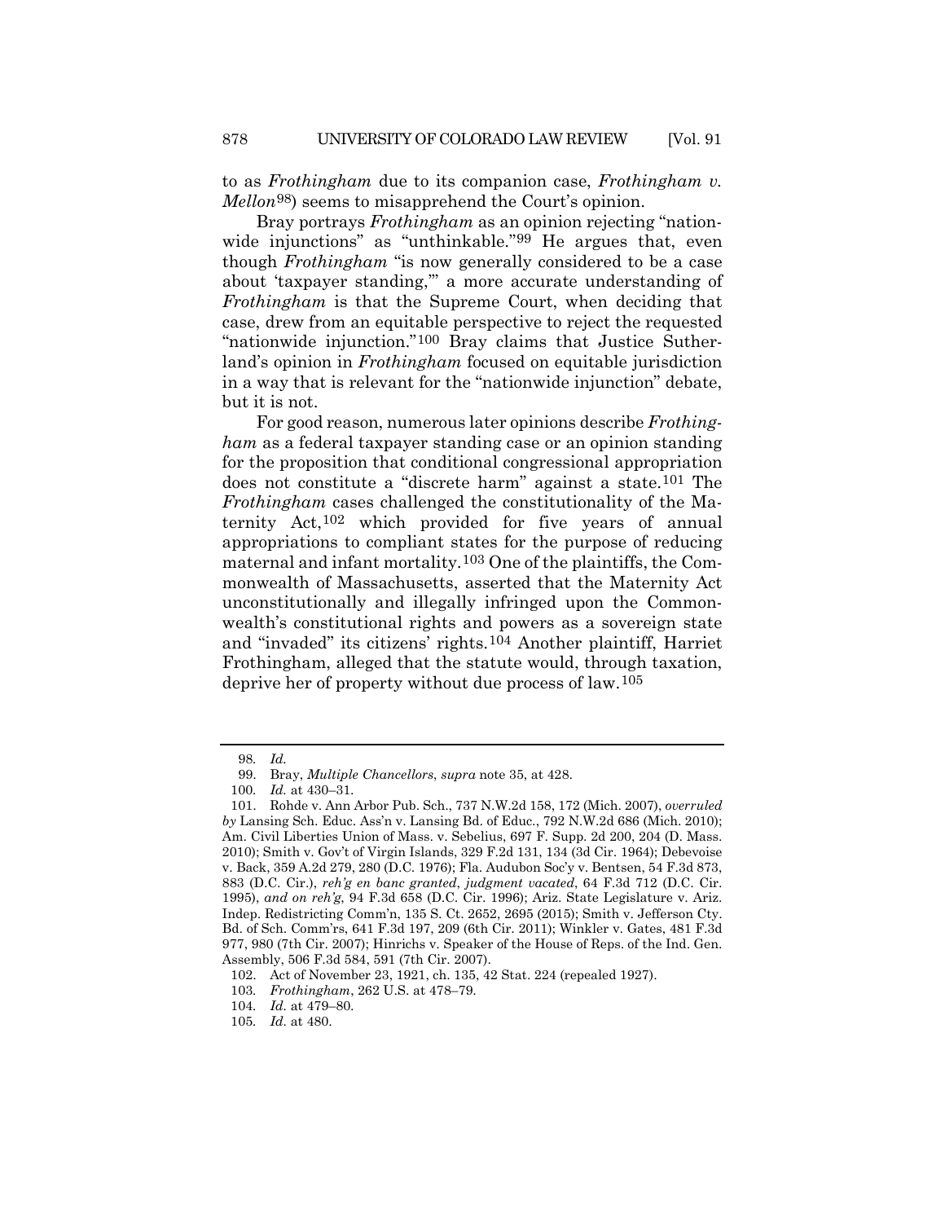to as *Frothingham* due to its companion case, *Frothingham v. Mellon*[98]) seems to misapprehend the Court's opinion.

Bray portrays *Frothingham* as an opinion rejecting "nationwide injunctions" as "unthinkable."[99] He argues that, even though *Frothingham* "is now generally considered to be a case about 'taxpayer standing,'" a more accurate understanding of *Frothingham* is that the Supreme Court, when deciding that case, drew from an equitable perspective to reject the requested "nationwide injunction."[100] Bray claims that Justice Sutherland's opinion in *Frothingham* focused on equitable jurisdiction in a way that is relevant for the "nationwide injunction" debate, but it is not.

For good reason, numerous later opinions describe *Frothingham* as a federal taxpayer standing case or an opinion standing for the proposition that conditional congressional appropriation does not constitute a "discrete harm" against a state.[101] The *Frothingham* cases challenged the constitutionality of the Maternity Act,[102] which provided for five years of annual appropriations to compliant states for the purpose of reducing maternal and infant mortality.[103] One of the plaintiffs, the Commonwealth of Massachusetts, asserted that the Maternity Act unconstitutionally and illegally infringed upon the Commonwealth's constitutional rights and powers as a sovereign state and "invaded" its citizens' rights.[104] Another plaintiff, Harriet Frothingham, alleged that the statute would, through taxation, deprive her of property without due process of law.[105]

---

98. *Id.*

99. Bray, *Multiple Chancellors*, *supra* note 35, at 428.

100. *Id.* at 430–31.

101. Rohde v. Ann Arbor Pub. Sch., 737 N.W.2d 158, 172 (Mich. 2007), *overruled by* Lansing Sch. Educ. Ass'n v. Lansing Bd. of Educ., 792 N.W.2d 686 (Mich. 2010); Am. Civil Liberties Union of Mass. v. Sebelius, 697 F. Supp. 2d 200, 204 (D. Mass. 2010); Smith v. Gov't of Virgin Islands, 329 F.2d 131, 134 (3d Cir. 1964); Debevoise v. Back, 359 A.2d 279, 280 (D.C. 1976); Fla. Audubon Soc'y v. Bentsen, 54 F.3d 873, 883 (D.C. Cir.), *reh'g en banc granted*, *judgment vacated*, 64 F.3d 712 (D.C. Cir. 1995), *and on reh'g*, 94 F.3d 658 (D.C. Cir. 1996); Ariz. State Legislature v. Ariz. Indep. Redistricting Comm'n, 135 S. Ct. 2652, 2695 (2015); Smith v. Jefferson Cty. Bd. of Sch. Comm'rs, 641 F.3d 197, 209 (6th Cir. 2011); Winkler v. Gates, 481 F.3d 977, 980 (7th Cir. 2007); Hinrichs v. Speaker of the House of Reps. of the Ind. Gen. Assembly, 506 F.3d 584, 591 (7th Cir. 2007).

102. Act of November 23, 1921, ch. 135, 42 Stat. 224 (repealed 1927).

103. *Frothingham*, 262 U.S. at 478–79.

104. *Id.* at 479–80.

105. *Id.* at 480.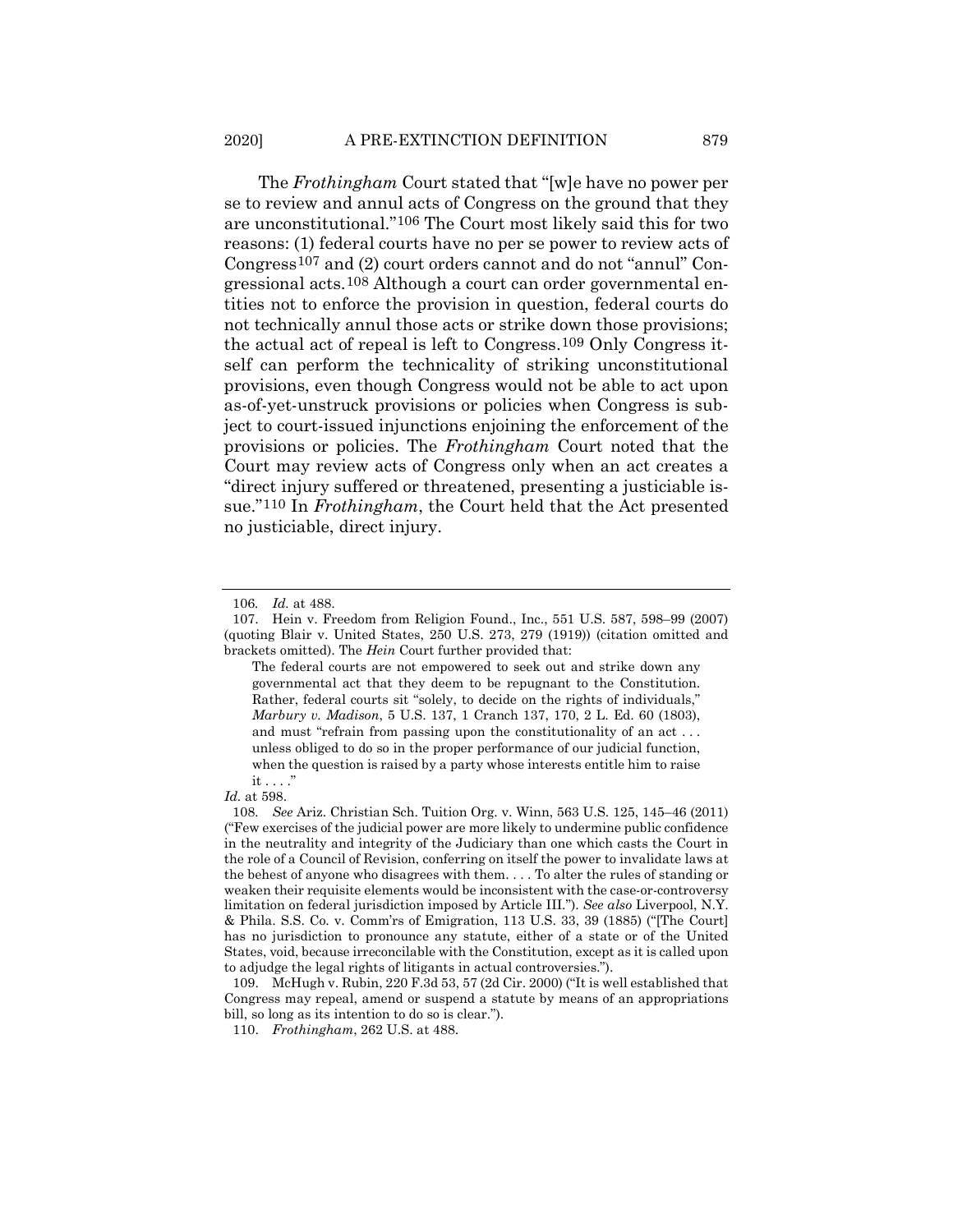The *Frothingham* Court stated that "[w]e have no power per se to review and annul acts of Congress on the ground that they are unconstitutional."[106] The Court most likely said this for two reasons: (1) federal courts have no per se power to review acts of Congress[107] and (2) court orders cannot and do not "annul" Congressional acts.[108] Although a court can order governmental entities not to enforce the provision in question, federal courts do not technically annul those acts or strike down those provisions; the actual act of repeal is left to Congress.[109] Only Congress itself can perform the technicality of striking unconstitutional provisions, even though Congress would not be able to act upon as-of-yet-unstruck provisions or policies when Congress is subject to court-issued injunctions enjoining the enforcement of the provisions or policies. The *Frothingham* Court noted that the Court may review acts of Congress only when an act creates a "direct injury suffered or threatened, presenting a justiciable issue."[110] In *Frothingham*, the Court held that the Act presented no justiciable, direct injury.

---

106. *Id.* at 488.

107. Hein v. Freedom from Religion Found., Inc., 551 U.S. 587, 598–99 (2007) (quoting Blair v. United States, 250 U.S. 273, 279 (1919)) (citation omitted and brackets omitted). The *Hein* Court further provided that:

> The federal courts are not empowered to seek out and strike down any governmental act that they deem to be repugnant to the Constitution. Rather, federal courts sit "solely, to decide on the rights of individuals," *Marbury v. Madison*, 5 U.S. 137, 1 Cranch 137, 170, 2 L. Ed. 60 (1803), and must "refrain from passing upon the constitutionality of an act . . . unless obliged to do so in the proper performance of our judicial function, when the question is raised by a party whose interests entitle him to raise it . . . ."

*Id.* at 598.

108. *See* Ariz. Christian Sch. Tuition Org. v. Winn, 563 U.S. 125, 145–46 (2011) ("Few exercises of the judicial power are more likely to undermine public confidence in the neutrality and integrity of the Judiciary than one which casts the Court in the role of a Council of Revision, conferring on itself the power to invalidate laws at the behest of anyone who disagrees with them. . . . To alter the rules of standing or weaken their requisite elements would be inconsistent with the case-or-controversy limitation on federal jurisdiction imposed by Article III."). *See also* Liverpool, N.Y. & Phila. S.S. Co. v. Comm'rs of Emigration, 113 U.S. 33, 39 (1885) ("[The Court] has no jurisdiction to pronounce any statute, either of a state or of the United States, void, because irreconcilable with the Constitution, except as it is called upon to adjudge the legal rights of litigants in actual controversies.").

109. McHugh v. Rubin, 220 F.3d 53, 57 (2d Cir. 2000) ("It is well established that Congress may repeal, amend or suspend a statute by means of an appropriations bill, so long as its intention to do so is clear.").

110. *Frothingham*, 262 U.S. at 488.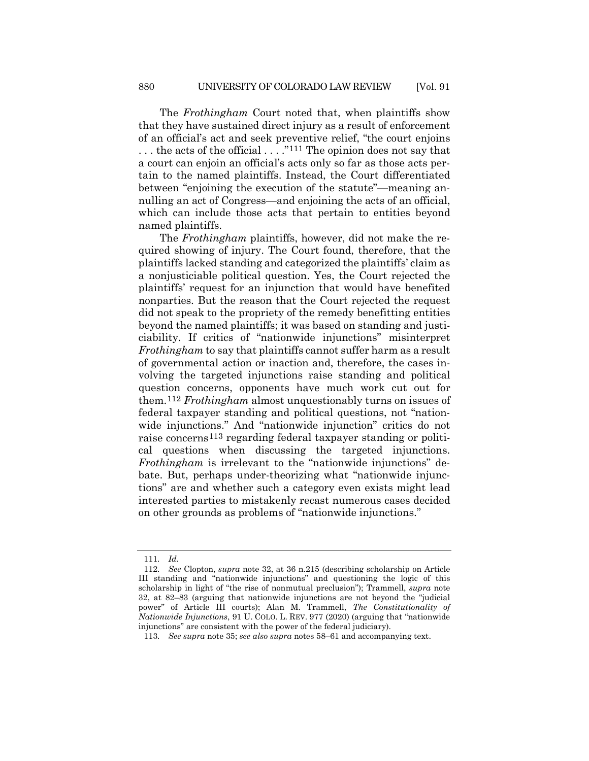The *Frothingham* Court noted that, when plaintiffs show that they have sustained direct injury as a result of enforcement of an official's act and seek preventive relief, "the court enjoins . . . the acts of the official . . . ."[111] The opinion does not say that a court can enjoin an official's acts only so far as those acts pertain to the named plaintiffs. Instead, the Court differentiated between "enjoining the execution of the statute"—meaning annulling an act of Congress—and enjoining the acts of an official, which can include those acts that pertain to entities beyond named plaintiffs.

The *Frothingham* plaintiffs, however, did not make the required showing of injury. The Court found, therefore, that the plaintiffs lacked standing and categorized the plaintiffs' claim as a nonjusticiable political question. Yes, the Court rejected the plaintiffs' request for an injunction that would have benefited nonparties. But the reason that the Court rejected the request did not speak to the propriety of the remedy benefitting entities beyond the named plaintiffs; it was based on standing and justiciability. If critics of "nationwide injunctions" misinterpret *Frothingham* to say that plaintiffs cannot suffer harm as a result of governmental action or inaction and, therefore, the cases involving the targeted injunctions raise standing and political question concerns, opponents have much work cut out for them.[112] *Frothingham* almost unquestionably turns on issues of federal taxpayer standing and political questions, not "nationwide injunctions." And "nationwide injunction" critics do not raise concerns[113] regarding federal taxpayer standing or political questions when discussing the targeted injunctions. *Frothingham* is irrelevant to the "nationwide injunctions" debate. But, perhaps under-theorizing what "nationwide injunctions" are and whether such a category even exists might lead interested parties to mistakenly recast numerous cases decided on other grounds as problems of "nationwide injunctions."

---

111. *Id.*

112. *See* Clopton, *supra* note 32, at 36 n.215 (describing scholarship on Article III standing and "nationwide injunctions" and questioning the logic of this scholarship in light of "the rise of nonmutual preclusion"); Trammell, *supra* note 32, at 82–83 (arguing that nationwide injunctions are not beyond the "judicial power" of Article III courts); Alan M. Trammell, *The Constitutionality of Nationwide Injunctions*, 91 U. COLO. L. REV. 977 (2020) (arguing that "nationwide injunctions" are consistent with the power of the federal judiciary).

113. *See supra* note 35; *see also supra* notes 58–61 and accompanying text.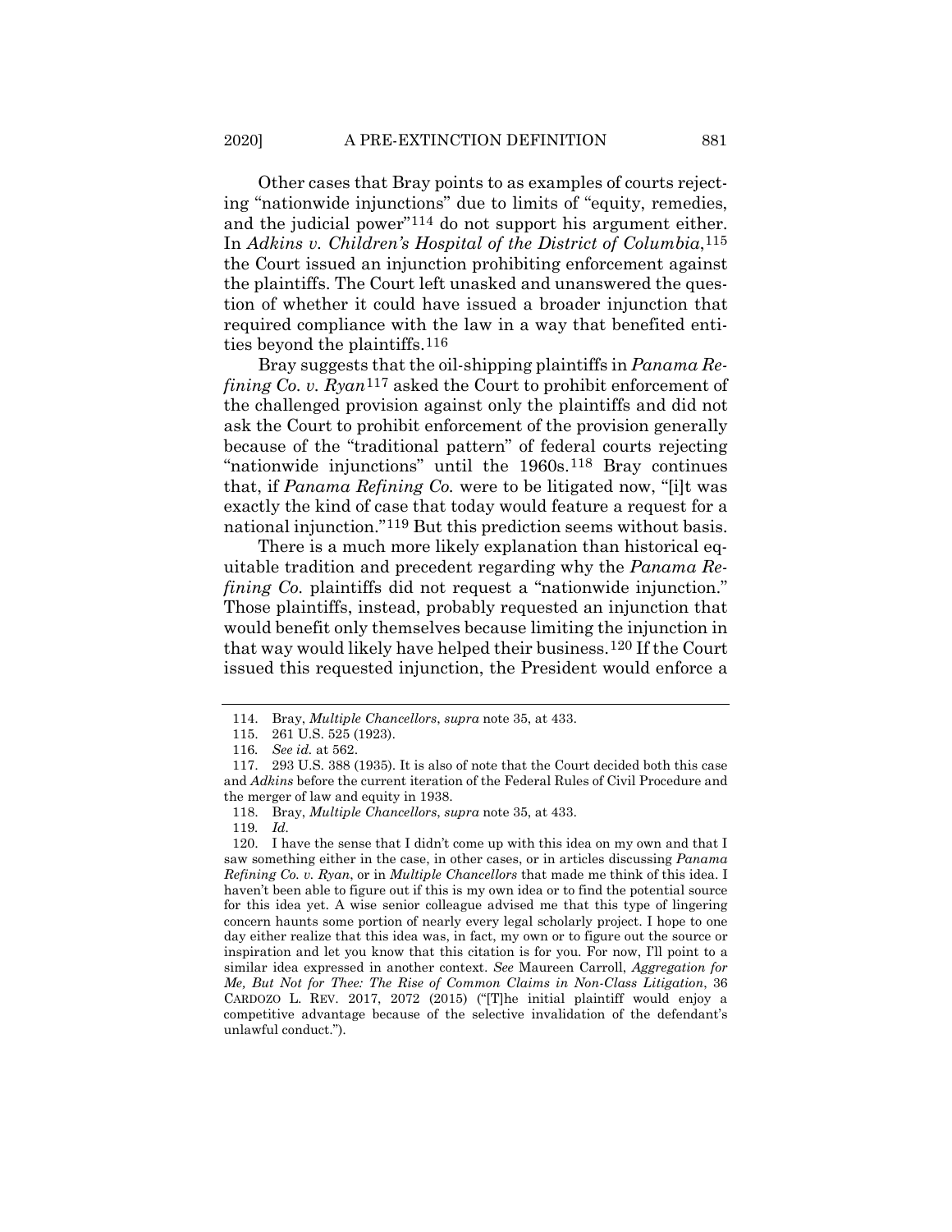Other cases that Bray points to as examples of courts rejecting "nationwide injunctions" due to limits of "equity, remedies, and the judicial power"[114] do not support his argument either. In *Adkins v. Children's Hospital of the District of Columbia*,[115] the Court issued an injunction prohibiting enforcement against the plaintiffs. The Court left unasked and unanswered the question of whether it could have issued a broader injunction that required compliance with the law in a way that benefited entities beyond the plaintiffs.[116]

Bray suggests that the oil-shipping plaintiffs in *Panama Refining Co. v. Ryan*[117] asked the Court to prohibit enforcement of the challenged provision against only the plaintiffs and did not ask the Court to prohibit enforcement of the provision generally because of the "traditional pattern" of federal courts rejecting "nationwide injunctions" until the 1960s.[118] Bray continues that, if *Panama Refining Co.* were to be litigated now, "[i]t was exactly the kind of case that today would feature a request for a national injunction."[119] But this prediction seems without basis.

There is a much more likely explanation than historical equitable tradition and precedent regarding why the *Panama Refining Co.* plaintiffs did not request a "nationwide injunction." Those plaintiffs, instead, probably requested an injunction that would benefit only themselves because limiting the injunction in that way would likely have helped their business.[120] If the Court issued this requested injunction, the President would enforce a

---

114. Bray, *Multiple Chancellors*, *supra* note 35, at 433.

115. 261 U.S. 525 (1923).

116. *See id.* at 562.

117. 293 U.S. 388 (1935). It is also of note that the Court decided both this case and *Adkins* before the current iteration of the Federal Rules of Civil Procedure and the merger of law and equity in 1938.

118. Bray, *Multiple Chancellors*, *supra* note 35, at 433.

119. *Id.*

120. I have the sense that I didn't come up with this idea on my own and that I saw something either in the case, in other cases, or in articles discussing *Panama Refining Co. v. Ryan*, or in *Multiple Chancellors* that made me think of this idea. I haven't been able to figure out if this is my own idea or to find the potential source for this idea yet. A wise senior colleague advised me that this type of lingering concern haunts some portion of nearly every legal scholarly project. I hope to one day either realize that this idea was, in fact, my own or to figure out the source or inspiration and let you know that this citation is for you. For now, I'll point to a similar idea expressed in another context. *See* Maureen Carroll, *Aggregation for Me, But Not for Thee: The Rise of Common Claims in Non-Class Litigation*, 36 CARDOZO L. REV. 2017, 2072 (2015) ("[T]he initial plaintiff would enjoy a competitive advantage because of the selective invalidation of the defendant's unlawful conduct.").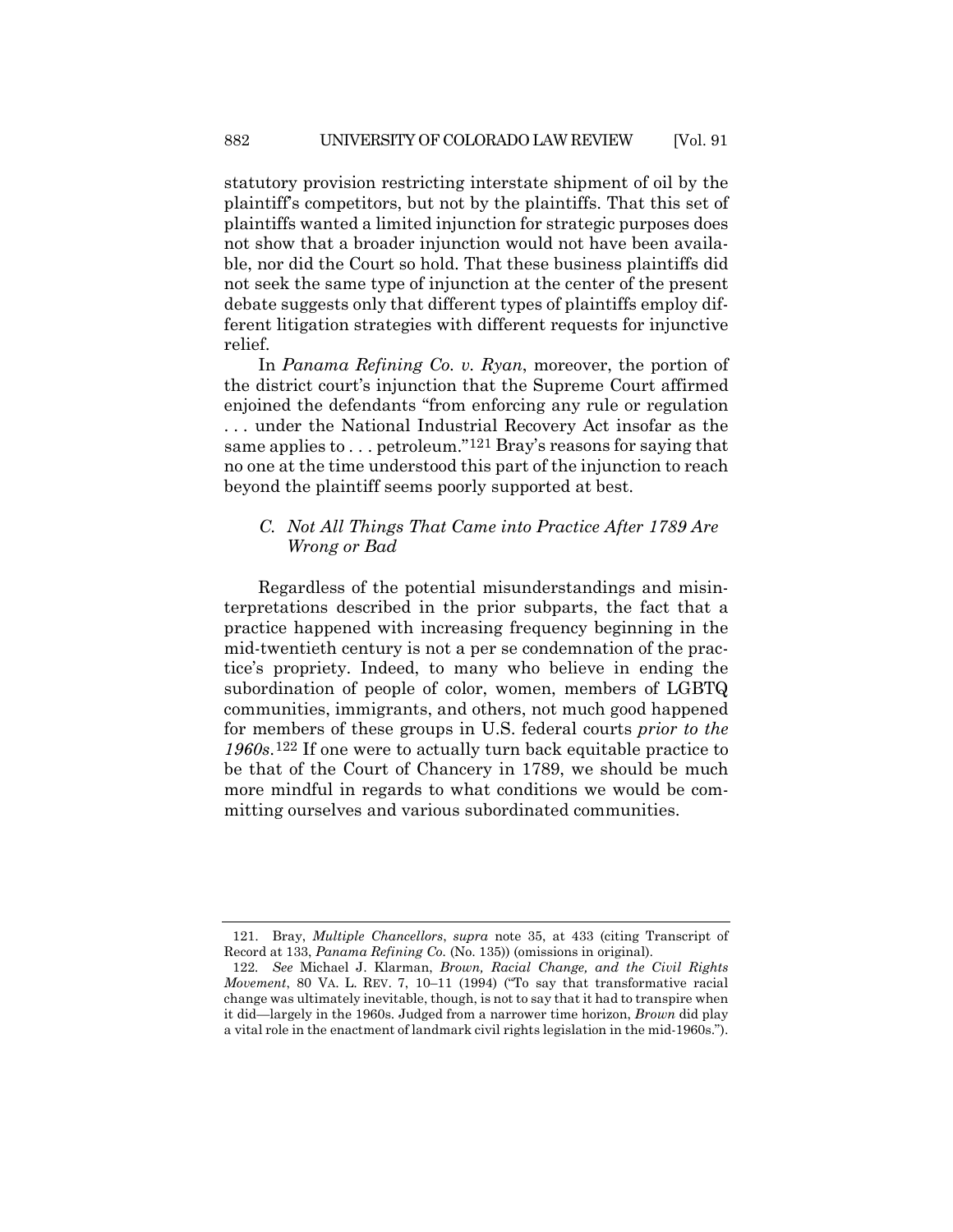statutory provision restricting interstate shipment of oil by the plaintiff's competitors, but not by the plaintiffs. That this set of plaintiffs wanted a limited injunction for strategic purposes does not show that a broader injunction would not have been available, nor did the Court so hold. That these business plaintiffs did not seek the same type of injunction at the center of the present debate suggests only that different types of plaintiffs employ different litigation strategies with different requests for injunctive relief.

In *Panama Refining Co. v. Ryan*, moreover, the portion of the district court's injunction that the Supreme Court affirmed enjoined the defendants "from enforcing any rule or regulation . . . under the National Industrial Recovery Act insofar as the same applies to . . . petroleum."[121] Bray's reasons for saying that no one at the time understood this part of the injunction to reach beyond the plaintiff seems poorly supported at best.

### *C. Not All Things That Came into Practice After 1789 Are Wrong or Bad*

Regardless of the potential misunderstandings and misinterpretations described in the prior subparts, the fact that a practice happened with increasing frequency beginning in the mid-twentieth century is not a per se condemnation of the practice's propriety. Indeed, to many who believe in ending the subordination of people of color, women, members of LGBTQ communities, immigrants, and others, not much good happened for members of these groups in U.S. federal courts *prior to the 1960s*.[122] If one were to actually turn back equitable practice to be that of the Court of Chancery in 1789, we should be much more mindful in regards to what conditions we would be committing ourselves and various subordinated communities.

---

121. Bray, *Multiple Chancellors*, *supra* note 35, at 433 (citing Transcript of Record at 133, *Panama Refining Co.* (No. 135)) (omissions in original).

122. *See* Michael J. Klarman, *Brown, Racial Change, and the Civil Rights Movement*, 80 VA. L. REV. 7, 10–11 (1994) ("To say that transformative racial change was ultimately inevitable, though, is not to say that it had to transpire when it did—largely in the 1960s. Judged from a narrower time horizon, *Brown* did play a vital role in the enactment of landmark civil rights legislation in the mid-1960s.").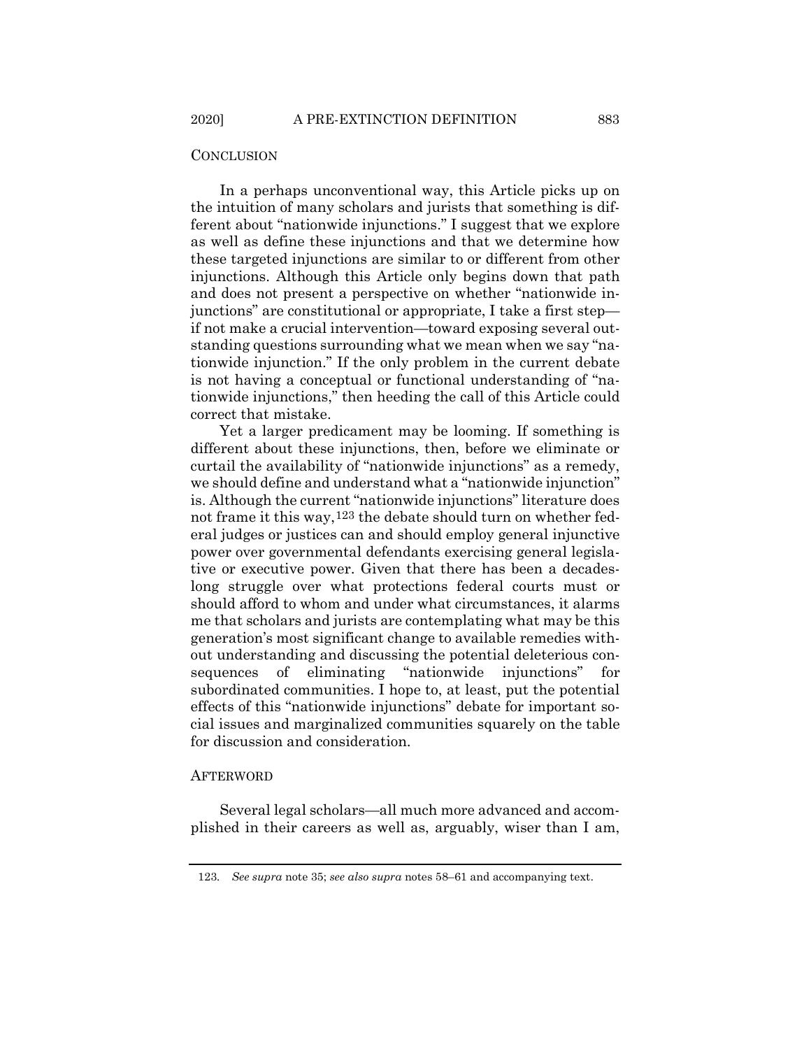## CONCLUSION

In a perhaps unconventional way, this Article picks up on the intuition of many scholars and jurists that something is different about "nationwide injunctions." I suggest that we explore as well as define these injunctions and that we determine how these targeted injunctions are similar to or different from other injunctions. Although this Article only begins down that path and does not present a perspective on whether "nationwide injunctions" are constitutional or appropriate, I take a first step—if not make a crucial intervention—toward exposing several outstanding questions surrounding what we mean when we say "nationwide injunction." If the only problem in the current debate is not having a conceptual or functional understanding of "nationwide injunctions," then heeding the call of this Article could correct that mistake.

Yet a larger predicament may be looming. If something is different about these injunctions, then, before we eliminate or curtail the availability of "nationwide injunctions" as a remedy, we should define and understand what a "nationwide injunction" is. Although the current "nationwide injunctions" literature does not frame it this way,[123] the debate should turn on whether federal judges or justices can and should employ general injunctive power over governmental defendants exercising general legislative or executive power. Given that there has been a decades-long struggle over what protections federal courts must or should afford to whom and under what circumstances, it alarms me that scholars and jurists are contemplating what may be this generation's most significant change to available remedies without understanding and discussing the potential deleterious consequences of eliminating "nationwide injunctions" for subordinated communities. I hope to, at least, put the potential effects of this "nationwide injunctions" debate for important social issues and marginalized communities squarely on the table for discussion and consideration.

## AFTERWORD

Several legal scholars—all much more advanced and accomplished in their careers as well as, arguably, wiser than I am,

---

123. *See supra* note 35; *see also supra* notes 58–61 and accompanying text.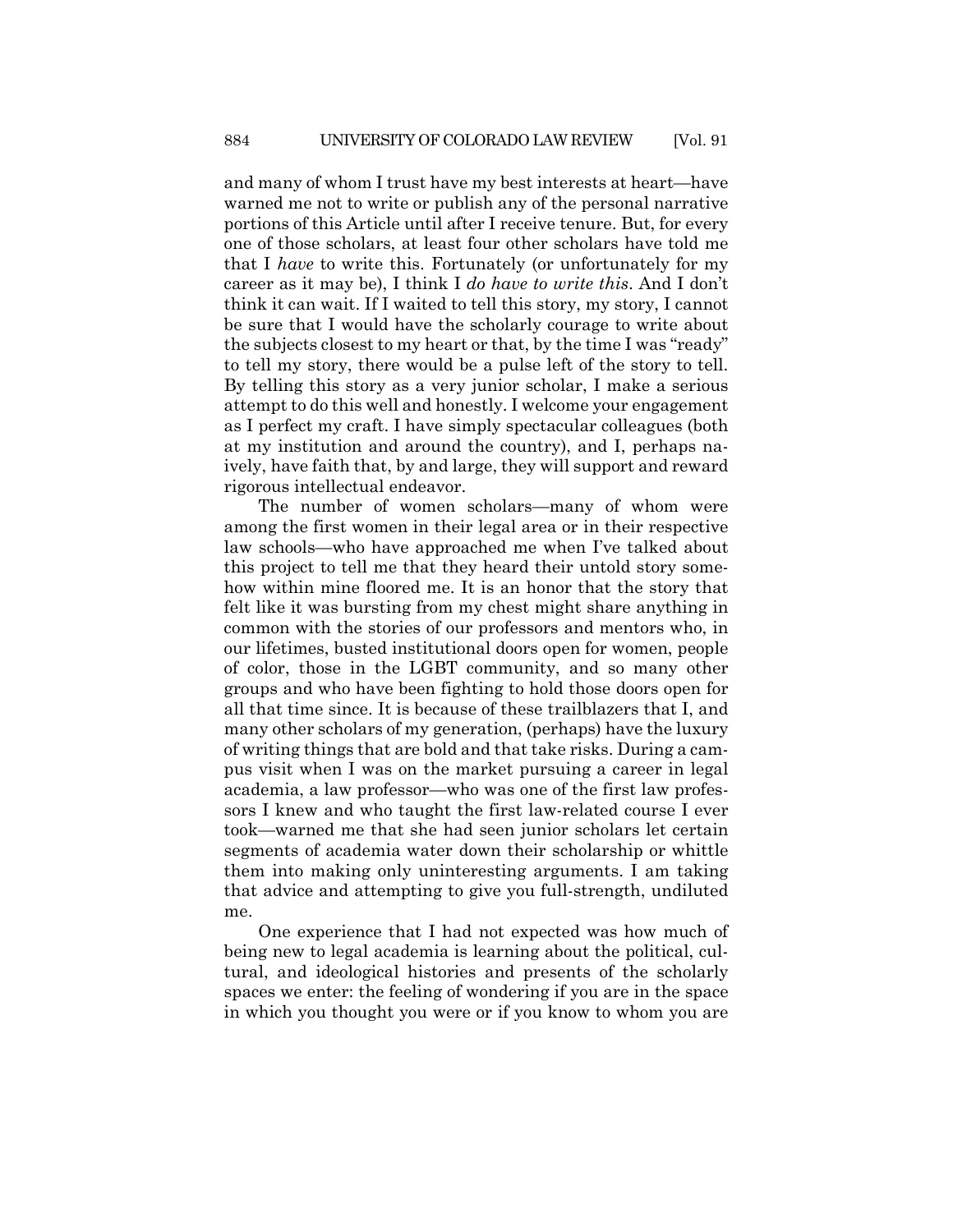and many of whom I trust have my best interests at heart—have warned me not to write or publish any of the personal narrative portions of this Article until after I receive tenure. But, for every one of those scholars, at least four other scholars have told me that I *have* to write this. Fortunately (or unfortunately for my career as it may be), I think I *do have to write this*. And I don't think it can wait. If I waited to tell this story, my story, I cannot be sure that I would have the scholarly courage to write about the subjects closest to my heart or that, by the time I was "ready" to tell my story, there would be a pulse left of the story to tell. By telling this story as a very junior scholar, I make a serious attempt to do this well and honestly. I welcome your engagement as I perfect my craft. I have simply spectacular colleagues (both at my institution and around the country), and I, perhaps naively, have faith that, by and large, they will support and reward rigorous intellectual endeavor.

The number of women scholars—many of whom were among the first women in their legal area or in their respective law schools—who have approached me when I've talked about this project to tell me that they heard their untold story somehow within mine floored me. It is an honor that the story that felt like it was bursting from my chest might share anything in common with the stories of our professors and mentors who, in our lifetimes, busted institutional doors open for women, people of color, those in the LGBT community, and so many other groups and who have been fighting to hold those doors open for all that time since. It is because of these trailblazers that I, and many other scholars of my generation, (perhaps) have the luxury of writing things that are bold and that take risks. During a campus visit when I was on the market pursuing a career in legal academia, a law professor—who was one of the first law professors I knew and who taught the first law-related course I ever took—warned me that she had seen junior scholars let certain segments of academia water down their scholarship or whittle them into making only uninteresting arguments. I am taking that advice and attempting to give you full-strength, undiluted me.

One experience that I had not expected was how much of being new to legal academia is learning about the political, cultural, and ideological histories and presents of the scholarly spaces we enter: the feeling of wondering if you are in the space in which you thought you were or if you know to whom you are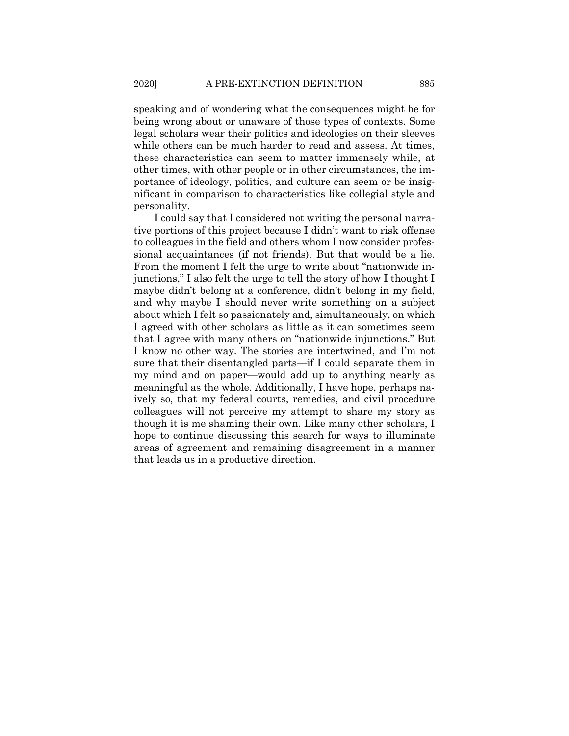speaking and of wondering what the consequences might be for being wrong about or unaware of those types of contexts. Some legal scholars wear their politics and ideologies on their sleeves while others can be much harder to read and assess. At times, these characteristics can seem to matter immensely while, at other times, with other people or in other circumstances, the importance of ideology, politics, and culture can seem or be insignificant in comparison to characteristics like collegial style and personality.

I could say that I considered not writing the personal narrative portions of this project because I didn't want to risk offense to colleagues in the field and others whom I now consider professional acquaintances (if not friends). But that would be a lie. From the moment I felt the urge to write about "nationwide injunctions," I also felt the urge to tell the story of how I thought I maybe didn't belong at a conference, didn't belong in my field, and why maybe I should never write something on a subject about which I felt so passionately and, simultaneously, on which I agreed with other scholars as little as it can sometimes seem that I agree with many others on "nationwide injunctions." But I know no other way. The stories are intertwined, and I'm not sure that their disentangled parts—if I could separate them in my mind and on paper—would add up to anything nearly as meaningful as the whole. Additionally, I have hope, perhaps naively so, that my federal courts, remedies, and civil procedure colleagues will not perceive my attempt to share my story as though it is me shaming their own. Like many other scholars, I hope to continue discussing this search for ways to illuminate areas of agreement and remaining disagreement in a manner that leads us in a productive direction.